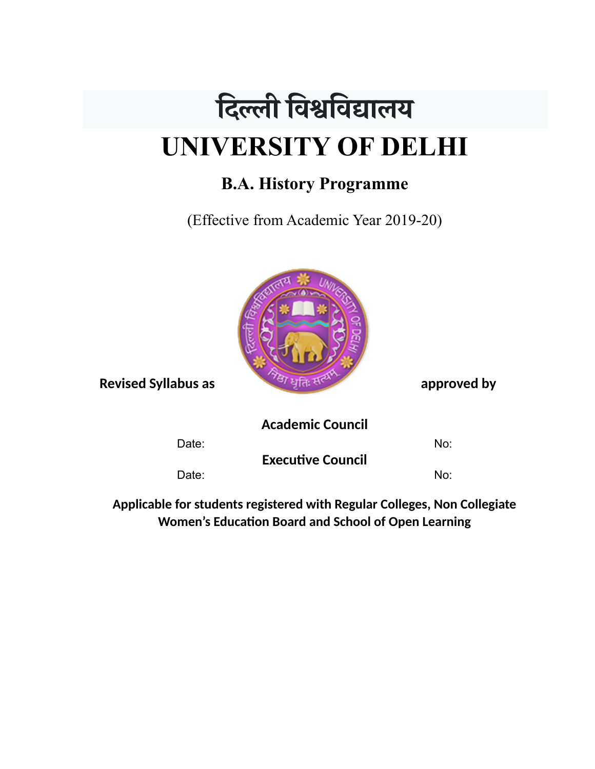# दिल्ली विश्वविद्यालय

# UNIVERSITY OF DELHI

## B.A. History Programme

(Effective from Academic Year 2019-20)

**Revised Syllabus as approved by**

**Academic Council**

Date: No:

**Executive Council**

Date: No:

**Applicable for students registered with Regular Colleges, Non Collegiate Women's Education Board and School of Open Learning**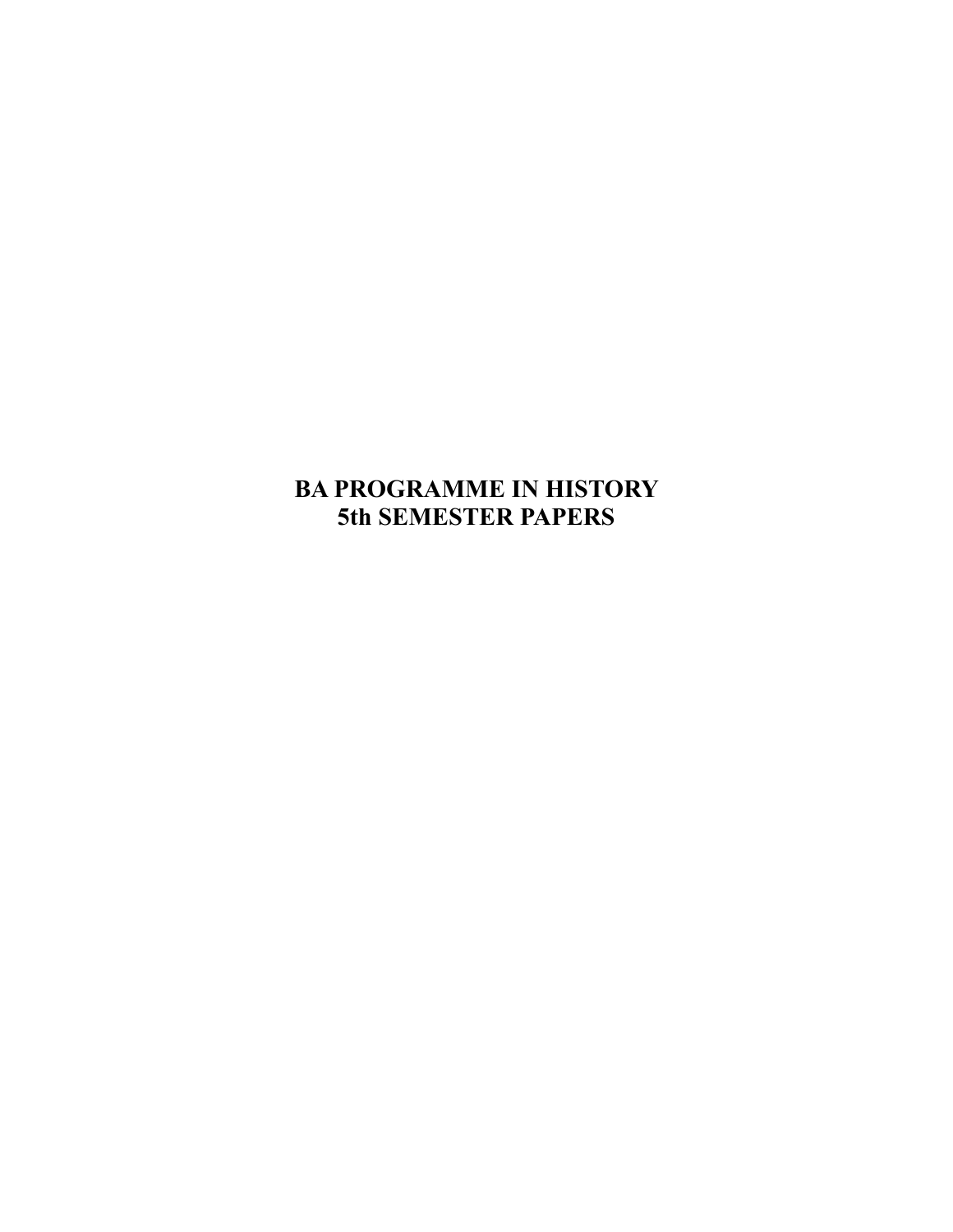# BA PROGRAMME IN HISTORY
# 5th SEMESTER PAPERS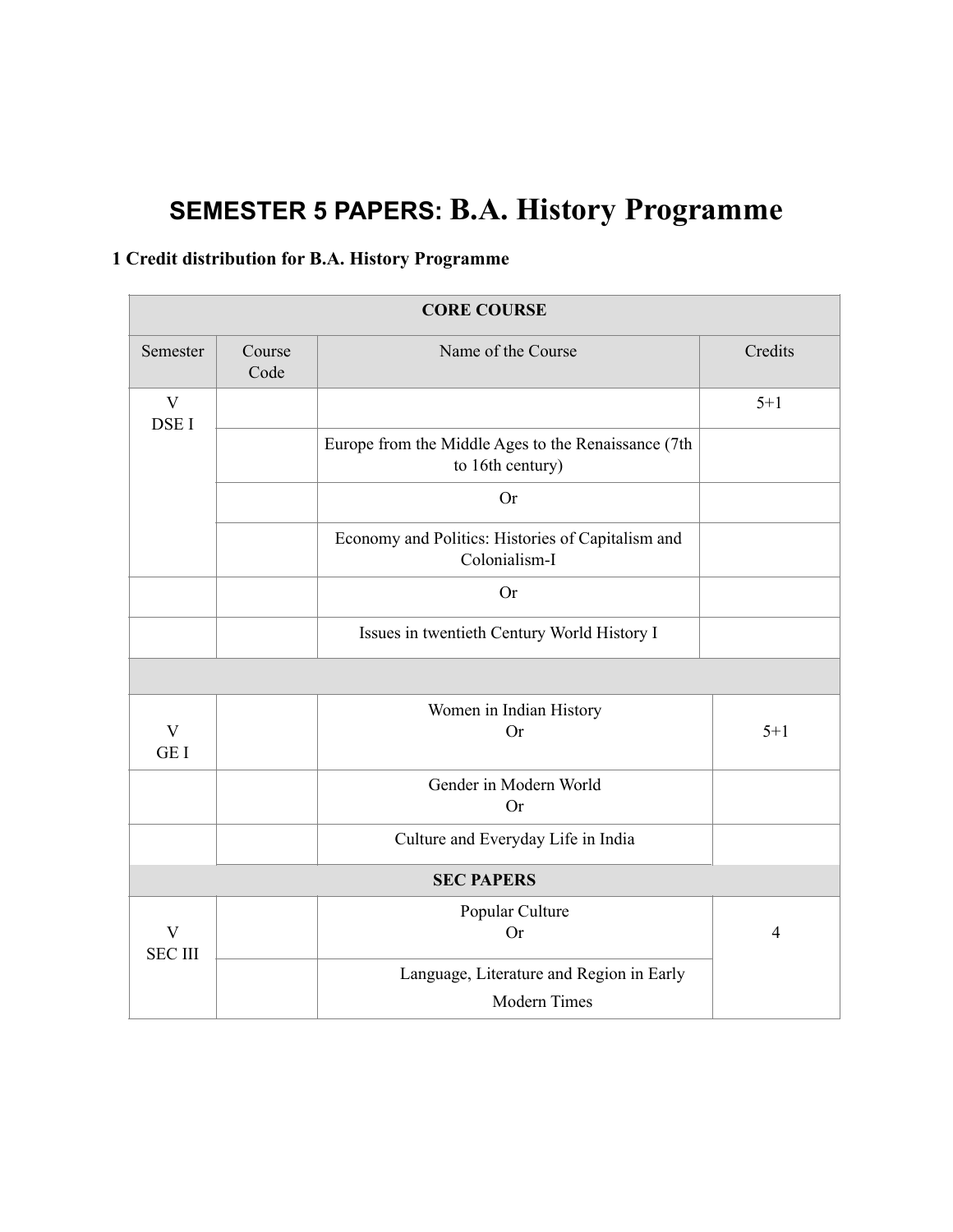# SEMESTER 5 PAPERS: B.A. History Programme

**1 Credit distribution for B.A. History Programme**

| CORE COURSE | | | |
|---|---|---|---|
| Semester | Course Code | Name of the Course | Credits |
| V<br>DSE I | | | 5+1 |
| | | Europe from the Middle Ages to the Renaissance (7th to 16th century) | |
| | | Or | |
| | | Economy and Politics: Histories of Capitalism and Colonialism-I | |
| | | Or | |
| | | Issues in twentieth Century World History I | |
| | | | |
| V<br>GE I | | Women in Indian History<br>Or | 5+1 |
| | | Gender in Modern World<br>Or | |
| | | Culture and Everyday Life in India | |
| **SEC PAPERS** | | | |
| V<br>SEC III | | Popular Culture<br>Or | 4 |
| | | Language, Literature and Region in Early Modern Times | |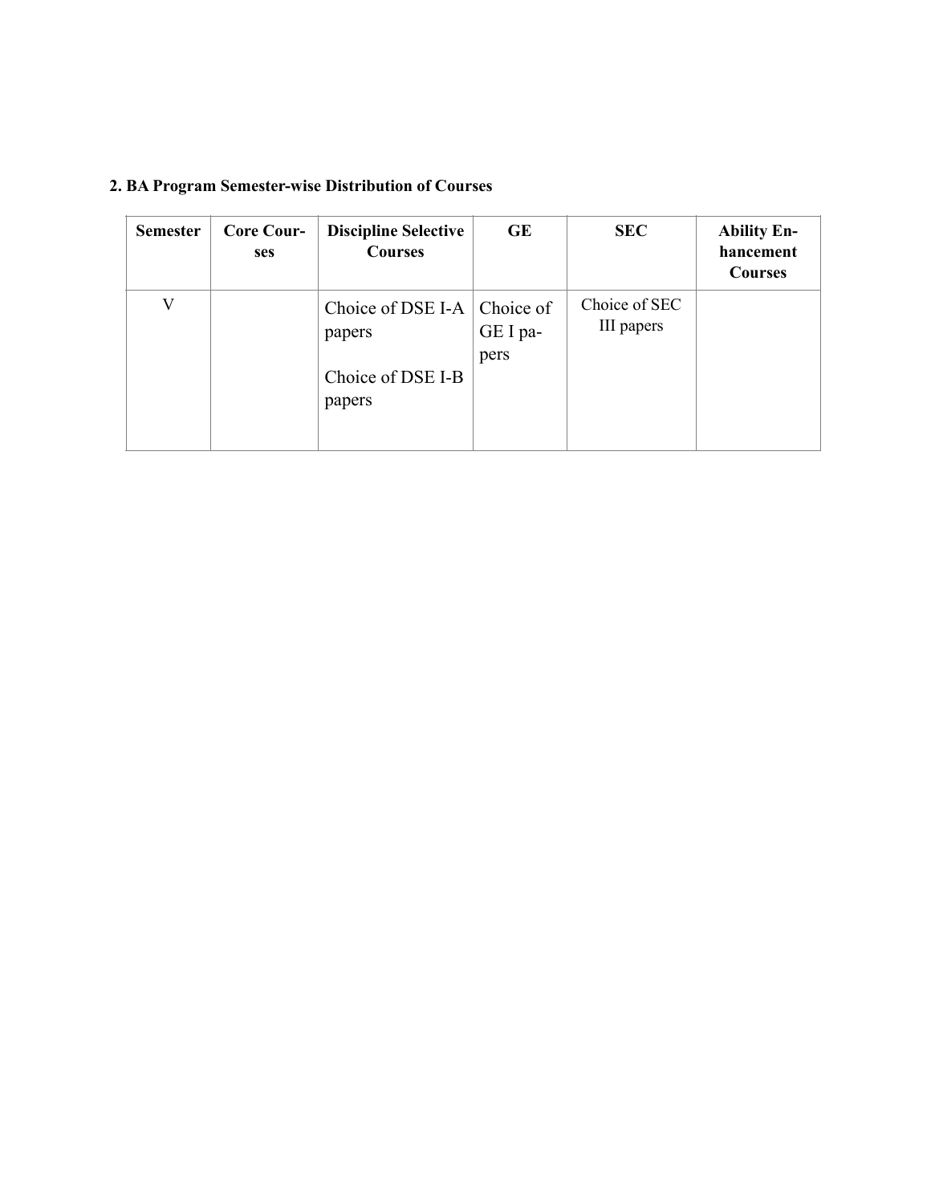**2. BA Program Semester-wise Distribution of Courses**

| Semester | Core Courses | Discipline Selective Courses | GE | SEC | Ability Enhancement Courses |
|---|---|---|---|---|---|
| V | | Choice of DSE I-A papers<br><br>Choice of DSE I-B papers | Choice of GE I papers | Choice of SEC III papers | |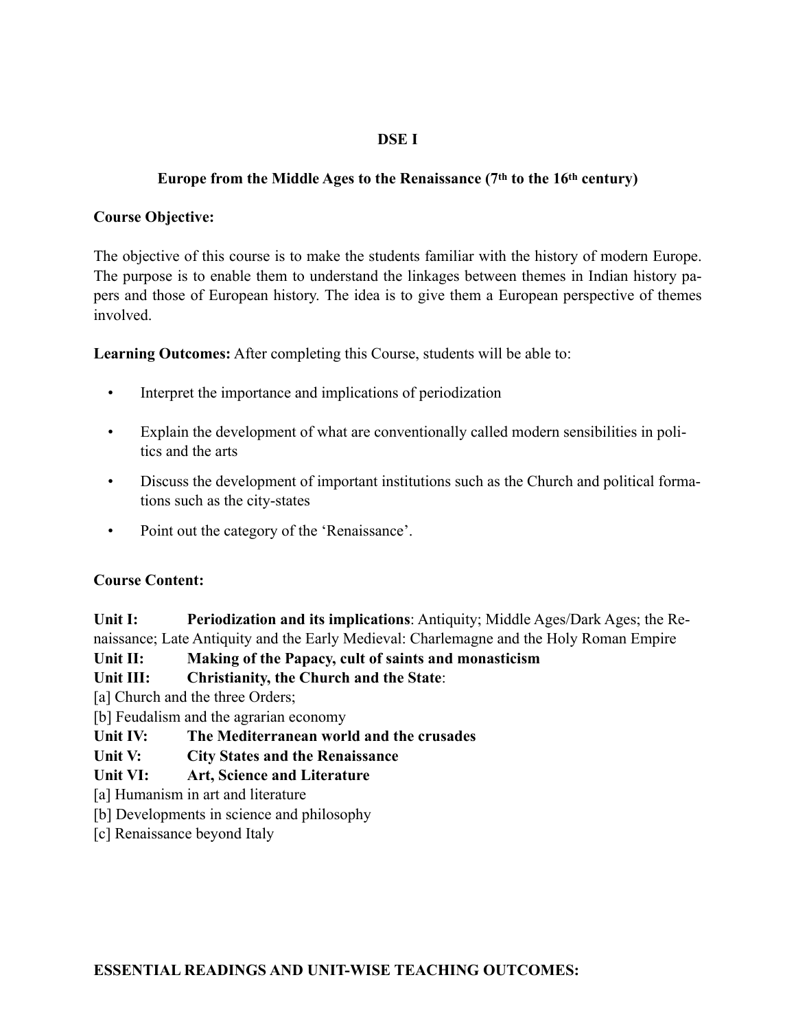**DSE I**

**Europe from the Middle Ages to the Renaissance (7th to the 16th century)**

**Course Objective:**

The objective of this course is to make the students familiar with the history of modern Europe. The purpose is to enable them to understand the linkages between themes in Indian history papers and those of European history. The idea is to give them a European perspective of themes involved.

**Learning Outcomes:** After completing this Course, students will be able to:

- Interpret the importance and implications of periodization
- Explain the development of what are conventionally called modern sensibilities in politics and the arts
- Discuss the development of important institutions such as the Church and political formations such as the city-states
- Point out the category of the 'Renaissance'.

**Course Content:**

**Unit I: Periodization and its implications**: Antiquity; Middle Ages/Dark Ages; the Renaissance; Late Antiquity and the Early Medieval: Charlemagne and the Holy Roman Empire

**Unit II: Making of the Papacy, cult of saints and monasticism**

**Unit III: Christianity, the Church and the State**:

[a] Church and the three Orders;

[b] Feudalism and the agrarian economy

**Unit IV: The Mediterranean world and the crusades**

**Unit V: City States and the Renaissance**

**Unit VI: Art, Science and Literature**

[a] Humanism in art and literature

[b] Developments in science and philosophy

[c] Renaissance beyond Italy

**ESSENTIAL READINGS AND UNIT-WISE TEACHING OUTCOMES:**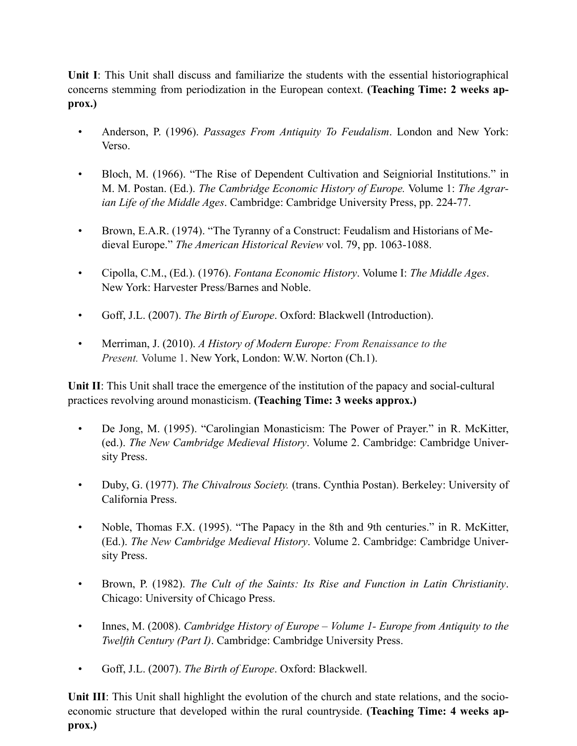**Unit I**: This Unit shall discuss and familiarize the students with the essential historiographical concerns stemming from periodization in the European context. **(Teaching Time: 2 weeks approx.)**

- Anderson, P. (1996). *Passages From Antiquity To Feudalism*. London and New York: Verso.
- Bloch, M. (1966). "The Rise of Dependent Cultivation and Seigniorial Institutions." in M. M. Postan. (Ed.). *The Cambridge Economic History of Europe.* Volume 1: *The Agrarian Life of the Middle Ages*. Cambridge: Cambridge University Press, pp. 224-77.
- Brown, E.A.R. (1974). "The Tyranny of a Construct: Feudalism and Historians of Medieval Europe." *The American Historical Review* vol. 79, pp. 1063-1088.
- Cipolla, C.M., (Ed.). (1976). *Fontana Economic History*. Volume I: *The Middle Ages*. New York: Harvester Press/Barnes and Noble.
- Goff, J.L. (2007). *The Birth of Europe*. Oxford: Blackwell (Introduction).
- Merriman, J. (2010). *A History of Modern Europe: From Renaissance to the Present.* Volume 1. New York, London: W.W. Norton (Ch.1).

**Unit II**: This Unit shall trace the emergence of the institution of the papacy and social-cultural practices revolving around monasticism. **(Teaching Time: 3 weeks approx.)**

- De Jong, M. (1995). "Carolingian Monasticism: The Power of Prayer." in R. McKitter, (ed.). *The New Cambridge Medieval History*. Volume 2. Cambridge: Cambridge University Press.
- Duby, G. (1977). *The Chivalrous Society.* (trans. Cynthia Postan). Berkeley: University of California Press.
- Noble, Thomas F.X. (1995). "The Papacy in the 8th and 9th centuries." in R. McKitter, (Ed.). *The New Cambridge Medieval History*. Volume 2. Cambridge: Cambridge University Press.
- Brown, P. (1982). *The Cult of the Saints: Its Rise and Function in Latin Christianity*. Chicago: University of Chicago Press.
- Innes, M. (2008). *Cambridge History of Europe – Volume 1- Europe from Antiquity to the Twelfth Century (Part I)*. Cambridge: Cambridge University Press.
- Goff, J.L. (2007). *The Birth of Europe*. Oxford: Blackwell.

**Unit III**: This Unit shall highlight the evolution of the church and state relations, and the socio-economic structure that developed within the rural countryside. **(Teaching Time: 4 weeks approx.)**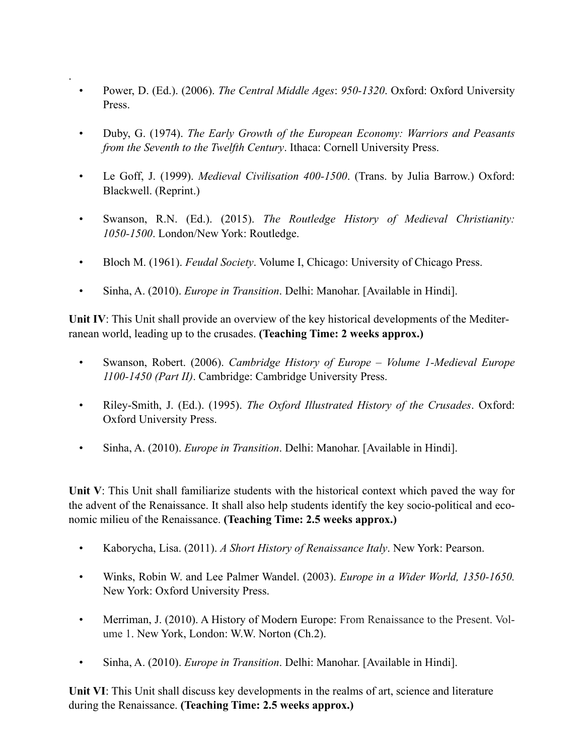- Power, D. (Ed.). (2006). *The Central Middle Ages*: *950-1320*. Oxford: Oxford University Press.
- Duby, G. (1974). *The Early Growth of the European Economy: Warriors and Peasants from the Seventh to the Twelfth Century*. Ithaca: Cornell University Press.
- Le Goff, J. (1999). *Medieval Civilisation 400-1500*. (Trans. by Julia Barrow.) Oxford: Blackwell. (Reprint.)
- Swanson, R.N. (Ed.). (2015). *The Routledge History of Medieval Christianity: 1050-1500*. London/New York: Routledge.
- Bloch M. (1961). *Feudal Society*. Volume I, Chicago: University of Chicago Press.
- Sinha, A. (2010). *Europe in Transition*. Delhi: Manohar. [Available in Hindi].

**Unit IV**: This Unit shall provide an overview of the key historical developments of the Mediterranean world, leading up to the crusades. **(Teaching Time: 2 weeks approx.)**

- Swanson, Robert. (2006). *Cambridge History of Europe – Volume 1-Medieval Europe 1100-1450 (Part II)*. Cambridge: Cambridge University Press.
- Riley-Smith, J. (Ed.). (1995). *The Oxford Illustrated History of the Crusades*. Oxford: Oxford University Press.
- Sinha, A. (2010). *Europe in Transition*. Delhi: Manohar. [Available in Hindi].

**Unit V**: This Unit shall familiarize students with the historical context which paved the way for the advent of the Renaissance. It shall also help students identify the key socio-political and economic milieu of the Renaissance. **(Teaching Time: 2.5 weeks approx.)**

- Kaborycha, Lisa. (2011). *A Short History of Renaissance Italy*. New York: Pearson.
- Winks, Robin W. and Lee Palmer Wandel. (2003). *Europe in a Wider World, 1350-1650.* New York: Oxford University Press.
- Merriman, J. (2010). A History of Modern Europe: From Renaissance to the Present. Volume 1. New York, London: W.W. Norton (Ch.2).
- Sinha, A. (2010). *Europe in Transition*. Delhi: Manohar. [Available in Hindi].

**Unit VI**: This Unit shall discuss key developments in the realms of art, science and literature during the Renaissance. **(Teaching Time: 2.5 weeks approx.)**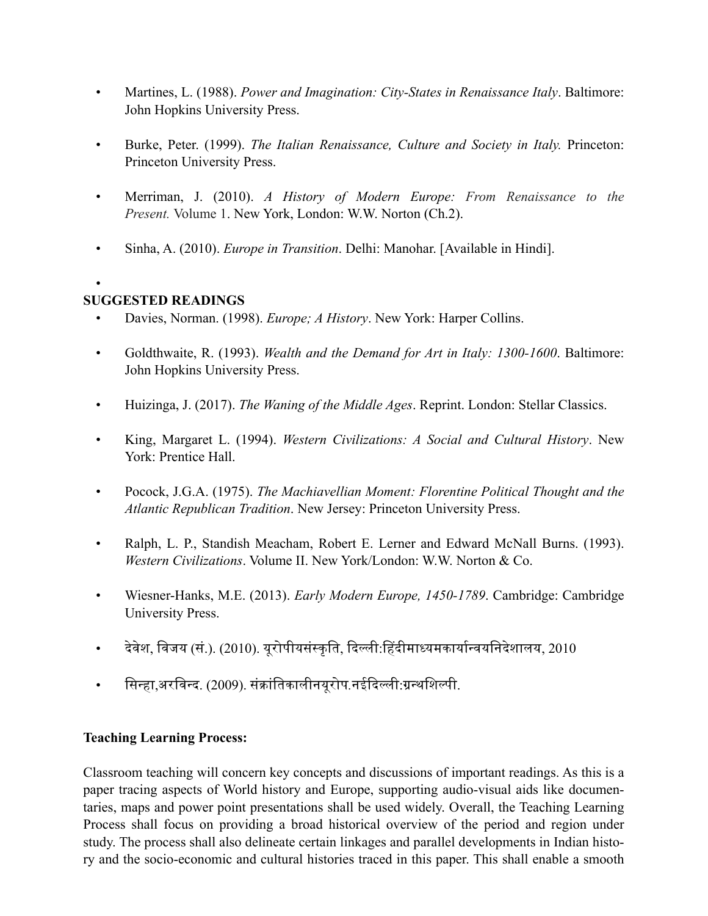- Martines, L. (1988). *Power and Imagination: City-States in Renaissance Italy*. Baltimore: John Hopkins University Press.

- Burke, Peter. (1999). *The Italian Renaissance, Culture and Society in Italy.* Princeton: Princeton University Press.

- Merriman, J. (2010). *A History of Modern Europe: From Renaissance to the Present.* Volume 1. New York, London: W.W. Norton (Ch.2).

- Sinha, A. (2010). *Europe in Transition*. Delhi: Manohar. [Available in Hindi].

- 

**SUGGESTED READINGS**

- Davies, Norman. (1998). *Europe; A History*. New York: Harper Collins.

- Goldthwaite, R. (1993). *Wealth and the Demand for Art in Italy: 1300-1600*. Baltimore: John Hopkins University Press.

- Huizinga, J. (2017). *The Waning of the Middle Ages*. Reprint. London: Stellar Classics.

- King, Margaret L. (1994). *Western Civilizations: A Social and Cultural History*. New York: Prentice Hall.

- Pocock, J.G.A. (1975). *The Machiavellian Moment: Florentine Political Thought and the Atlantic Republican Tradition*. New Jersey: Princeton University Press.

- Ralph, L. P., Standish Meacham, Robert E. Lerner and Edward McNall Burns. (1993). *Western Civilizations*. Volume II. New York/London: W.W. Norton & Co.

- Wiesner-Hanks, M.E. (2013). *Early Modern Europe, 1450-1789*. Cambridge: Cambridge University Press.

- देवेश, विजय (सं.). (2010). यूरोपीयसंस्कृति, दिल्ली:हिंदीमाध्यमकार्यान्वयनिदेशालय, 2010

- सिन्हा,अरविन्द. (2009). संक्रांतिकालीनयूरोप.नईदिल्ली:ग्रन्थशिल्पी.

**Teaching Learning Process:**

Classroom teaching will concern key concepts and discussions of important readings. As this is a paper tracing aspects of World history and Europe, supporting audio-visual aids like documentaries, maps and power point presentations shall be used widely. Overall, the Teaching Learning Process shall focus on providing a broad historical overview of the period and region under study. The process shall also delineate certain linkages and parallel developments in Indian history and the socio-economic and cultural histories traced in this paper. This shall enable a smooth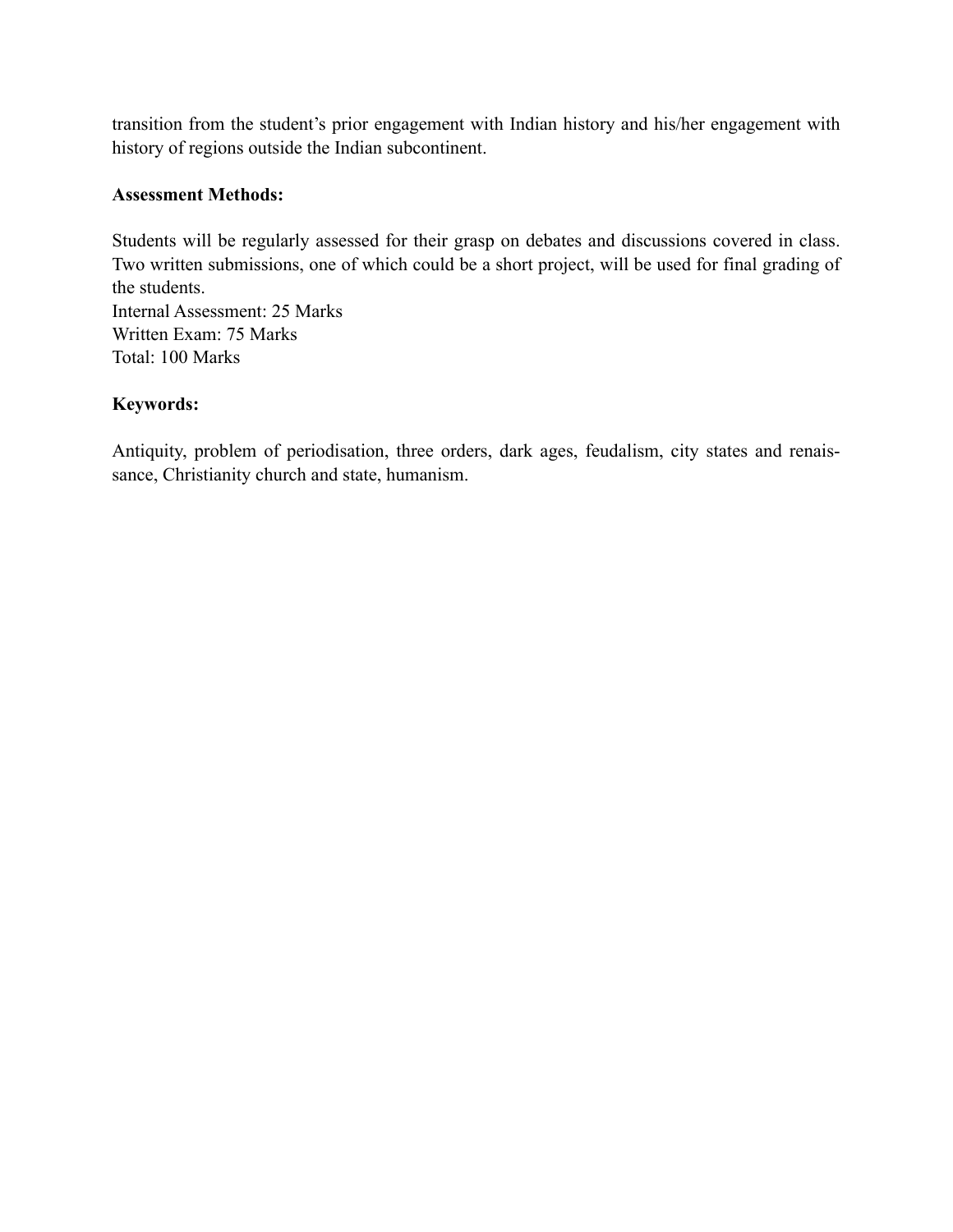transition from the student's prior engagement with Indian history and his/her engagement with history of regions outside the Indian subcontinent.

**Assessment Methods:**

Students will be regularly assessed for their grasp on debates and discussions covered in class. Two written submissions, one of which could be a short project, will be used for final grading of the students.
Internal Assessment: 25 Marks
Written Exam: 75 Marks
Total: 100 Marks

**Keywords:**

Antiquity, problem of periodisation, three orders, dark ages, feudalism, city states and renaissance, Christianity church and state, humanism.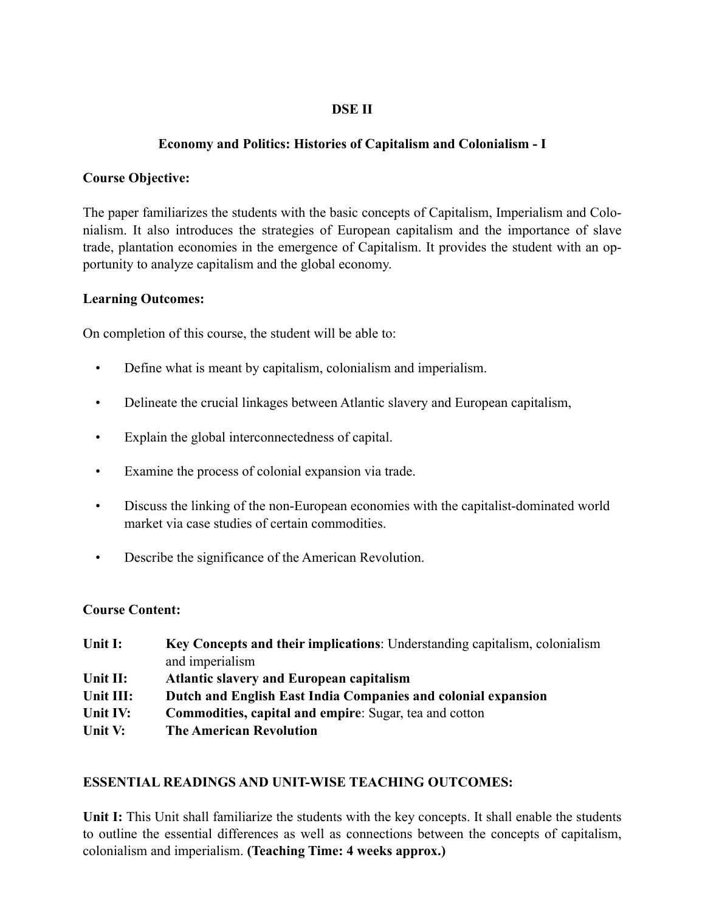**DSE II**

**Economy and Politics: Histories of Capitalism and Colonialism - I**

**Course Objective:**

The paper familiarizes the students with the basic concepts of Capitalism, Imperialism and Colonialism. It also introduces the strategies of European capitalism and the importance of slave trade, plantation economies in the emergence of Capitalism. It provides the student with an opportunity to analyze capitalism and the global economy.

**Learning Outcomes:**

On completion of this course, the student will be able to:

- Define what is meant by capitalism, colonialism and imperialism.
- Delineate the crucial linkages between Atlantic slavery and European capitalism,
- Explain the global interconnectedness of capital.
- Examine the process of colonial expansion via trade.
- Discuss the linking of the non-European economies with the capitalist-dominated world market via case studies of certain commodities.
- Describe the significance of the American Revolution.

**Course Content:**

| | |
|---|---|
| **Unit I:** | **Key Concepts and their implications**: Understanding capitalism, colonialism and imperialism |
| **Unit II:** | **Atlantic slavery and European capitalism** |
| **Unit III:** | **Dutch and English East India Companies and colonial expansion** |
| **Unit IV:** | **Commodities, capital and empire**: Sugar, tea and cotton |
| **Unit V:** | **The American Revolution** |

**ESSENTIAL READINGS AND UNIT-WISE TEACHING OUTCOMES:**

**Unit I:** This Unit shall familiarize the students with the key concepts. It shall enable the students to outline the essential differences as well as connections between the concepts of capitalism, colonialism and imperialism. **(Teaching Time: 4 weeks approx.)**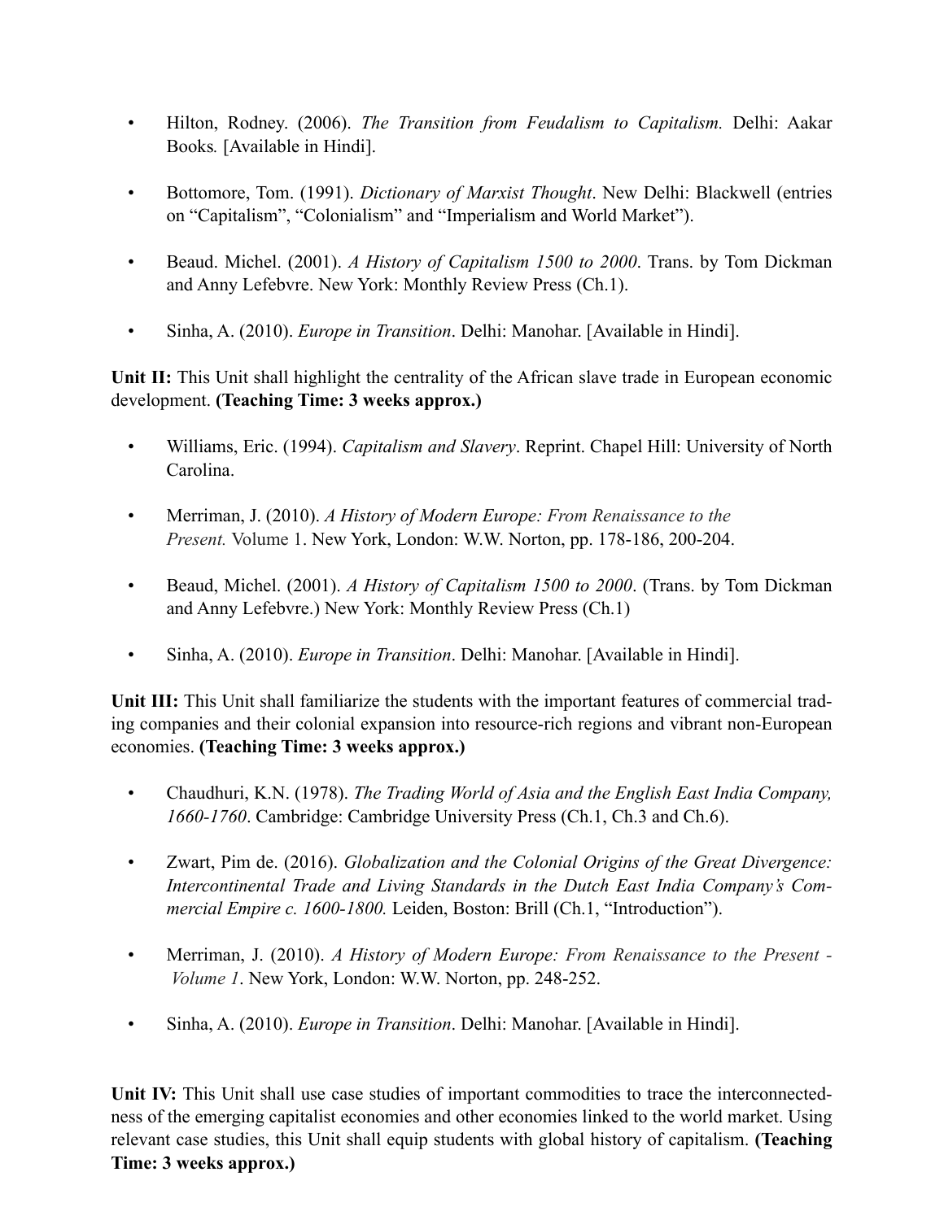- Hilton, Rodney. (2006). *The Transition from Feudalism to Capitalism.* Delhi: Aakar Books. [Available in Hindi].

- Bottomore, Tom. (1991). *Dictionary of Marxist Thought*. New Delhi: Blackwell (entries on "Capitalism", "Colonialism" and "Imperialism and World Market").

- Beaud. Michel. (2001). *A History of Capitalism 1500 to 2000*. Trans. by Tom Dickman and Anny Lefebvre. New York: Monthly Review Press (Ch.1).

- Sinha, A. (2010). *Europe in Transition*. Delhi: Manohar. [Available in Hindi].

**Unit II:** This Unit shall highlight the centrality of the African slave trade in European economic development. **(Teaching Time: 3 weeks approx.)**

- Williams, Eric. (1994). *Capitalism and Slavery*. Reprint. Chapel Hill: University of North Carolina.

- Merriman, J. (2010). *A History of Modern Europe: From Renaissance to the Present.* Volume 1. New York, London: W.W. Norton, pp. 178-186, 200-204.

- Beaud, Michel. (2001). *A History of Capitalism 1500 to 2000*. (Trans. by Tom Dickman and Anny Lefebvre.) New York: Monthly Review Press (Ch.1)

- Sinha, A. (2010). *Europe in Transition*. Delhi: Manohar. [Available in Hindi].

**Unit III:** This Unit shall familiarize the students with the important features of commercial trading companies and their colonial expansion into resource-rich regions and vibrant non-European economies. **(Teaching Time: 3 weeks approx.)**

- Chaudhuri, K.N. (1978). *The Trading World of Asia and the English East India Company, 1660-1760*. Cambridge: Cambridge University Press (Ch.1, Ch.3 and Ch.6).

- Zwart, Pim de. (2016). *Globalization and the Colonial Origins of the Great Divergence: Intercontinental Trade and Living Standards in the Dutch East India Company's Commercial Empire c. 1600-1800.* Leiden, Boston: Brill (Ch.1, "Introduction").

- Merriman, J. (2010). *A History of Modern Europe: From Renaissance to the Present - Volume 1*. New York, London: W.W. Norton, pp. 248-252.

- Sinha, A. (2010). *Europe in Transition*. Delhi: Manohar. [Available in Hindi].

**Unit IV:** This Unit shall use case studies of important commodities to trace the interconnectedness of the emerging capitalist economies and other economies linked to the world market. Using relevant case studies, this Unit shall equip students with global history of capitalism. **(Teaching Time: 3 weeks approx.)**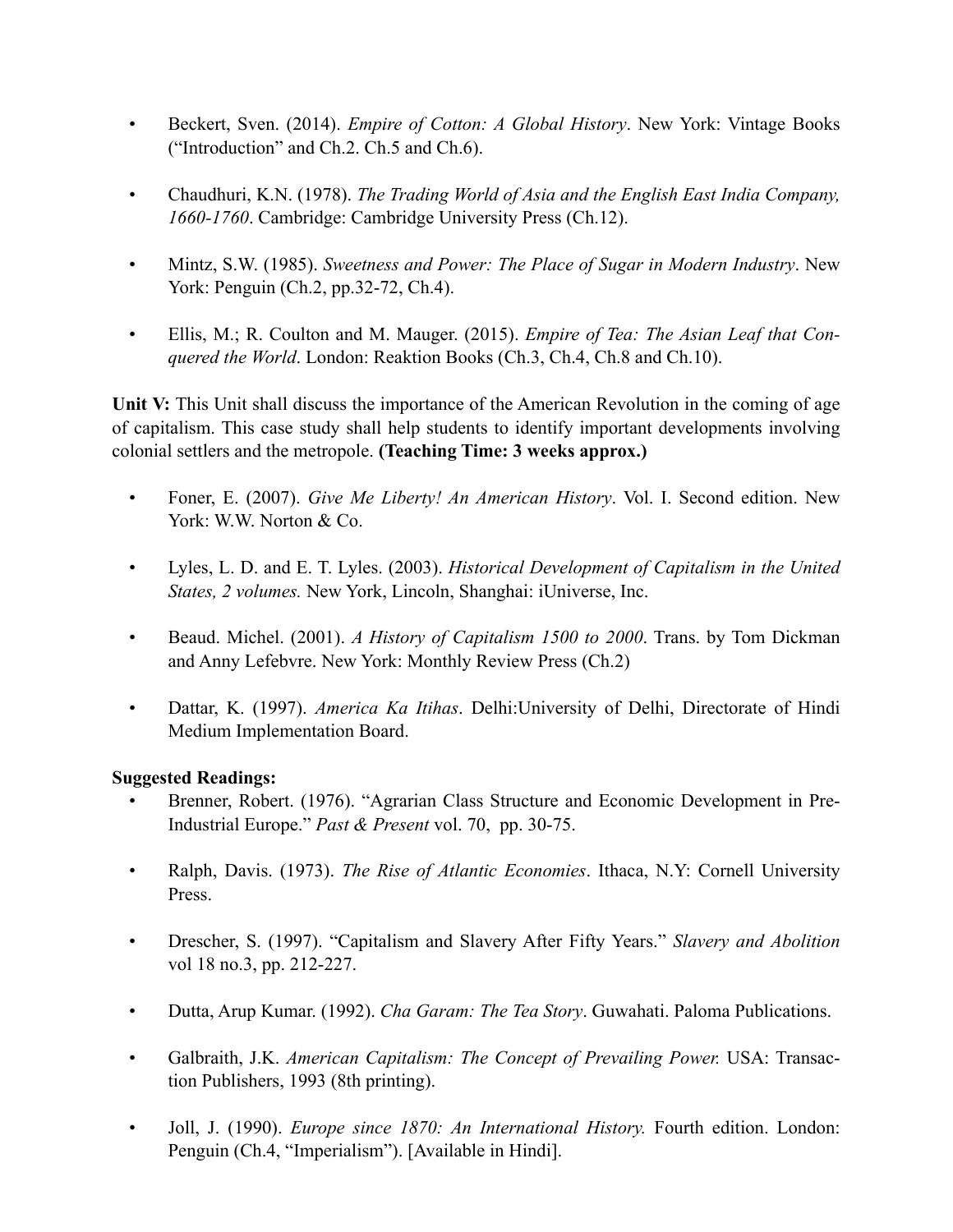- Beckert, Sven. (2014). *Empire of Cotton: A Global History*. New York: Vintage Books ("Introduction" and Ch.2. Ch.5 and Ch.6).

- Chaudhuri, K.N. (1978). *The Trading World of Asia and the English East India Company, 1660-1760*. Cambridge: Cambridge University Press (Ch.12).

- Mintz, S.W. (1985). *Sweetness and Power: The Place of Sugar in Modern Industry*. New York: Penguin (Ch.2, pp.32-72, Ch.4).

- Ellis, M.; R. Coulton and M. Mauger. (2015). *Empire of Tea: The Asian Leaf that Conquered the World*. London: Reaktion Books (Ch.3, Ch.4, Ch.8 and Ch.10).

**Unit V:** This Unit shall discuss the importance of the American Revolution in the coming of age of capitalism. This case study shall help students to identify important developments involving colonial settlers and the metropole. **(Teaching Time: 3 weeks approx.)**

- Foner, E. (2007). *Give Me Liberty! An American History*. Vol. I. Second edition. New York: W.W. Norton & Co.

- Lyles, L. D. and E. T. Lyles. (2003). *Historical Development of Capitalism in the United States, 2 volumes.* New York, Lincoln, Shanghai: iUniverse, Inc.

- Beaud. Michel. (2001). *A History of Capitalism 1500 to 2000*. Trans. by Tom Dickman and Anny Lefebvre. New York: Monthly Review Press (Ch.2)

- Dattar, K. (1997). *America Ka Itihas*. Delhi:University of Delhi, Directorate of Hindi Medium Implementation Board.

**Suggested Readings:**

- Brenner, Robert. (1976). "Agrarian Class Structure and Economic Development in Pre-Industrial Europe." *Past & Present* vol. 70, pp. 30-75.

- Ralph, Davis. (1973). *The Rise of Atlantic Economies*. Ithaca, N.Y: Cornell University Press.

- Drescher, S. (1997). "Capitalism and Slavery After Fifty Years." *Slavery and Abolition* vol 18 no.3, pp. 212-227.

- Dutta, Arup Kumar. (1992). *Cha Garam: The Tea Story*. Guwahati. Paloma Publications.

- Galbraith, J.K. *American Capitalism: The Concept of Prevailing Power.* USA: Transaction Publishers, 1993 (8th printing).

- Joll, J. (1990). *Europe since 1870: An International History.* Fourth edition. London: Penguin (Ch.4, "Imperialism"). [Available in Hindi].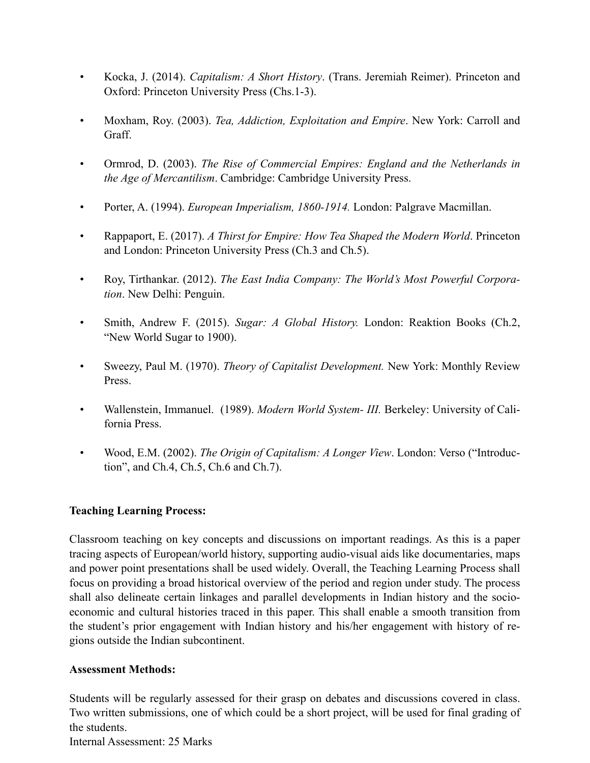- Kocka, J. (2014). *Capitalism: A Short History*. (Trans. Jeremiah Reimer). Princeton and Oxford: Princeton University Press (Chs.1-3).

- Moxham, Roy. (2003). *Tea, Addiction, Exploitation and Empire*. New York: Carroll and Graff.

- Ormrod, D. (2003). *The Rise of Commercial Empires: England and the Netherlands in the Age of Mercantilism*. Cambridge: Cambridge University Press.

- Porter, A. (1994). *European Imperialism, 1860-1914.* London: Palgrave Macmillan.

- Rappaport, E. (2017). *A Thirst for Empire: How Tea Shaped the Modern World*. Princeton and London: Princeton University Press (Ch.3 and Ch.5).

- Roy, Tirthankar. (2012). *The East India Company: The World's Most Powerful Corporation*. New Delhi: Penguin.

- Smith, Andrew F. (2015). *Sugar: A Global History.* London: Reaktion Books (Ch.2, "New World Sugar to 1900).

- Sweezy, Paul M. (1970). *Theory of Capitalist Development.* New York: Monthly Review Press.

- Wallenstein, Immanuel. (1989). *Modern World System- III.* Berkeley: University of California Press.

- Wood, E.M. (2002). *The Origin of Capitalism: A Longer View*. London: Verso ("Introduction", and Ch.4, Ch.5, Ch.6 and Ch.7).

**Teaching Learning Process:**

Classroom teaching on key concepts and discussions on important readings. As this is a paper tracing aspects of European/world history, supporting audio-visual aids like documentaries, maps and power point presentations shall be used widely. Overall, the Teaching Learning Process shall focus on providing a broad historical overview of the period and region under study. The process shall also delineate certain linkages and parallel developments in Indian history and the socio-economic and cultural histories traced in this paper. This shall enable a smooth transition from the student's prior engagement with Indian history and his/her engagement with history of regions outside the Indian subcontinent.

**Assessment Methods:**

Students will be regularly assessed for their grasp on debates and discussions covered in class. Two written submissions, one of which could be a short project, will be used for final grading of the students.
Internal Assessment: 25 Marks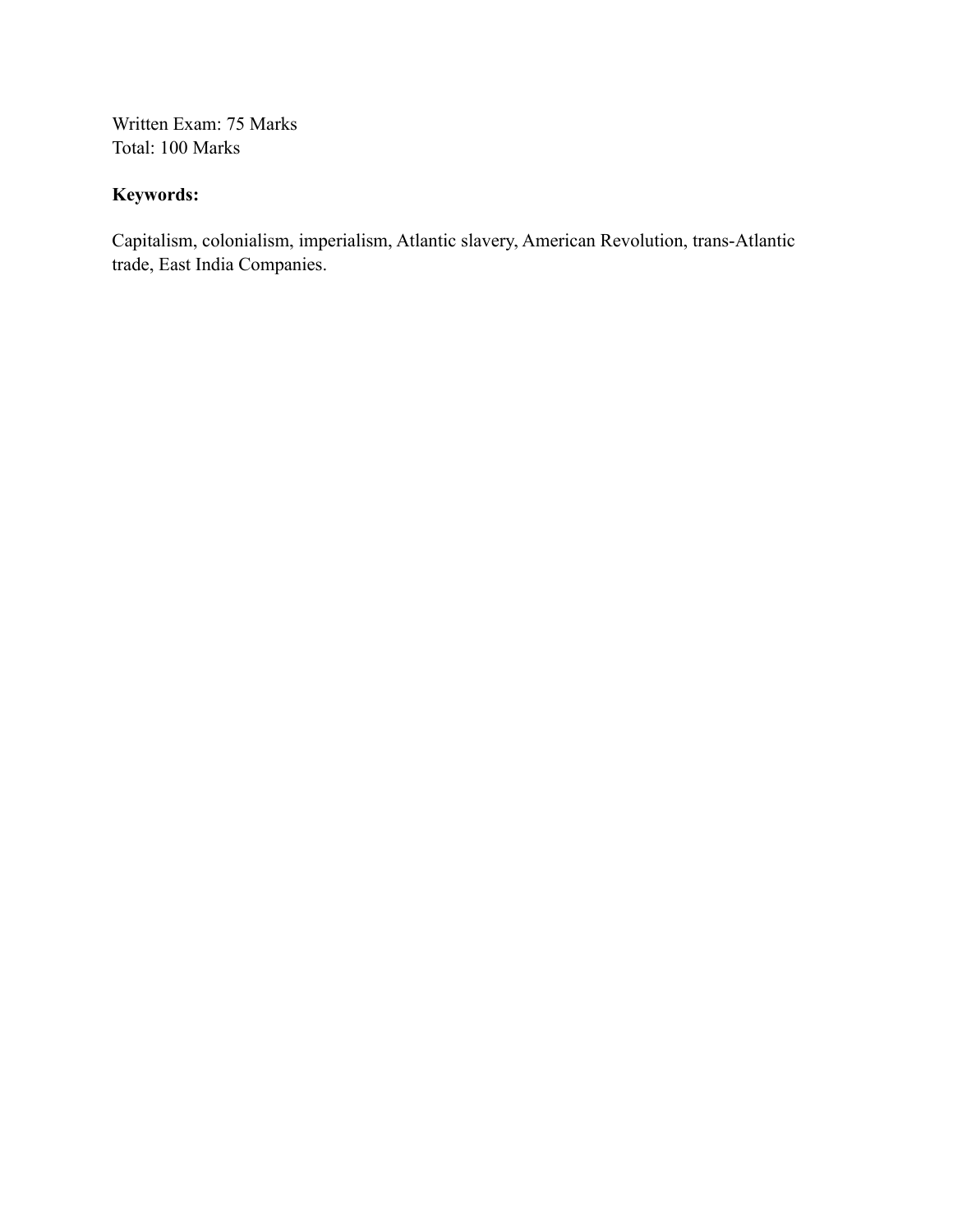Written Exam: 75 Marks
Total: 100 Marks

**Keywords:**

Capitalism, colonialism, imperialism, Atlantic slavery, American Revolution, trans-Atlantic trade, East India Companies.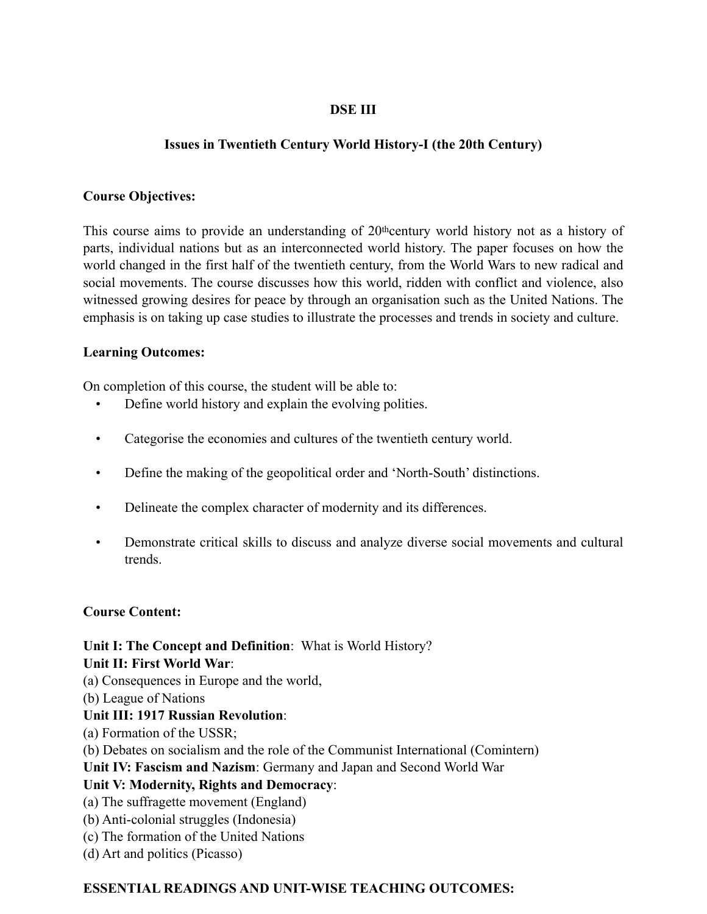**DSE III**

**Issues in Twentieth Century World History-I (the 20th Century)**

**Course Objectives:**

This course aims to provide an understanding of 20th century world history not as a history of parts, individual nations but as an interconnected world history. The paper focuses on how the world changed in the first half of the twentieth century, from the World Wars to new radical and social movements. The course discusses how this world, ridden with conflict and violence, also witnessed growing desires for peace by through an organisation such as the United Nations. The emphasis is on taking up case studies to illustrate the processes and trends in society and culture.

**Learning Outcomes:**

On completion of this course, the student will be able to:

- Define world history and explain the evolving polities.
- Categorise the economies and cultures of the twentieth century world.
- Define the making of the geopolitical order and 'North-South' distinctions.
- Delineate the complex character of modernity and its differences.
- Demonstrate critical skills to discuss and analyze diverse social movements and cultural trends.

**Course Content:**

**Unit I: The Concept and Definition**: What is World History?
**Unit II: First World War**:
(a) Consequences in Europe and the world,
(b) League of Nations
**Unit III: 1917 Russian Revolution**:
(a) Formation of the USSR;
(b) Debates on socialism and the role of the Communist International (Comintern)
**Unit IV: Fascism and Nazism**: Germany and Japan and Second World War
**Unit V: Modernity, Rights and Democracy**:
(a) The suffragette movement (England)
(b) Anti-colonial struggles (Indonesia)
(c) The formation of the United Nations
(d) Art and politics (Picasso)

**ESSENTIAL READINGS AND UNIT-WISE TEACHING OUTCOMES:**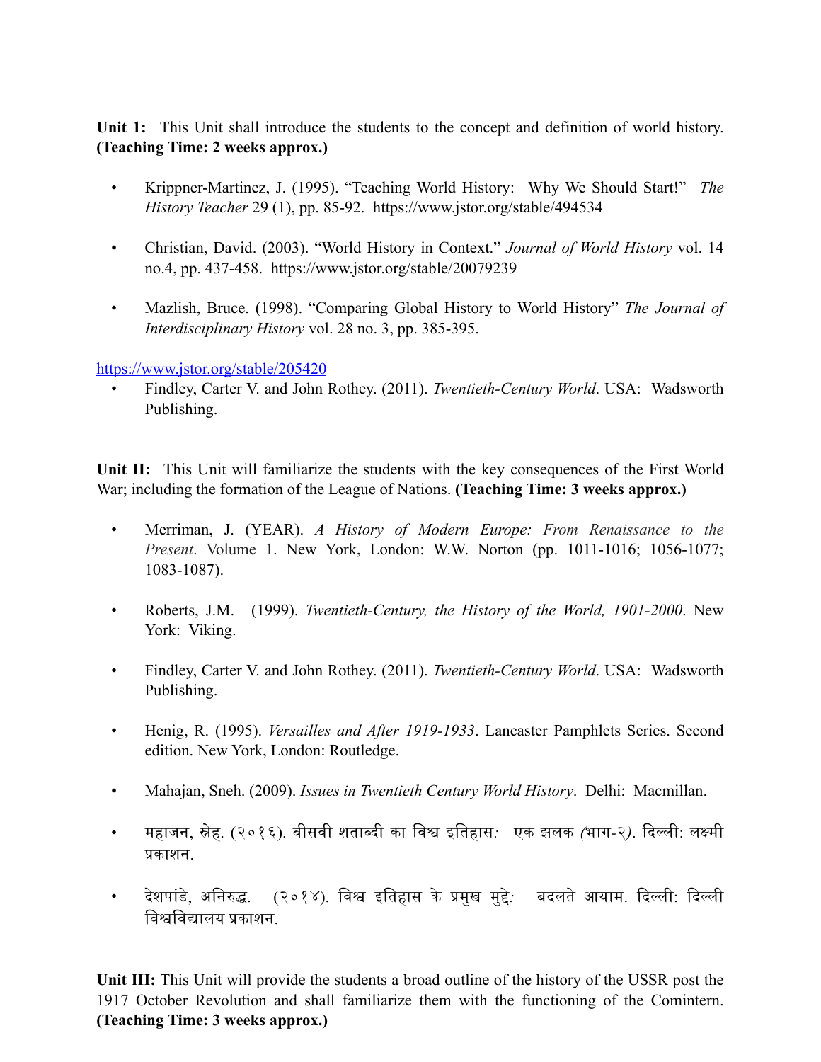**Unit 1:** This Unit shall introduce the students to the concept and definition of world history. **(Teaching Time: 2 weeks approx.)**

- Krippner-Martinez, J. (1995). "Teaching World History: Why We Should Start!" *The History Teacher* 29 (1), pp. 85-92. https://www.jstor.org/stable/494534

- Christian, David. (2003). "World History in Context." *Journal of World History* vol. 14 no.4, pp. 437-458. https://www.jstor.org/stable/20079239

- Mazlish, Bruce. (1998). "Comparing Global History to World History" *The Journal of Interdisciplinary History* vol. 28 no. 3, pp. 385-395.

https://www.jstor.org/stable/205420

- Findley, Carter V. and John Rothey. (2011). *Twentieth-Century World*. USA: Wadsworth Publishing.

**Unit II:** This Unit will familiarize the students with the key consequences of the First World War; including the formation of the League of Nations. **(Teaching Time: 3 weeks approx.)**

- Merriman, J. (YEAR). *A History of Modern Europe: From Renaissance to the Present*. Volume 1. New York, London: W.W. Norton (pp. 1011-1016; 1056-1077; 1083-1087).

- Roberts, J.M. (1999). *Twentieth-Century, the History of the World, 1901-2000*. New York: Viking.

- Findley, Carter V. and John Rothey. (2011). *Twentieth-Century World*. USA: Wadsworth Publishing.

- Henig, R. (1995). *Versailles and After 1919-1933*. Lancaster Pamphlets Series. Second edition. New York, London: Routledge.

- Mahajan, Sneh. (2009). *Issues in Twentieth Century World History*. Delhi: Macmillan.

- महाजन, स्नेह. (२०१६). बीसवी शताब्दी का विश्व इतिहास*: एक झलक (भाग-२)*. दिल्ली: लक्ष्मी प्रकाशन.

- देशपांडे, अनिरुद्ध. (२०१४). विश्व इतिहास के प्रमुख मुद्दे: बदलते आयाम. दिल्ली: दिल्ली विश्वविद्यालय प्रकाशन.

**Unit III:** This Unit will provide the students a broad outline of the history of the USSR post the 1917 October Revolution and shall familiarize them with the functioning of the Comintern. **(Teaching Time: 3 weeks approx.)**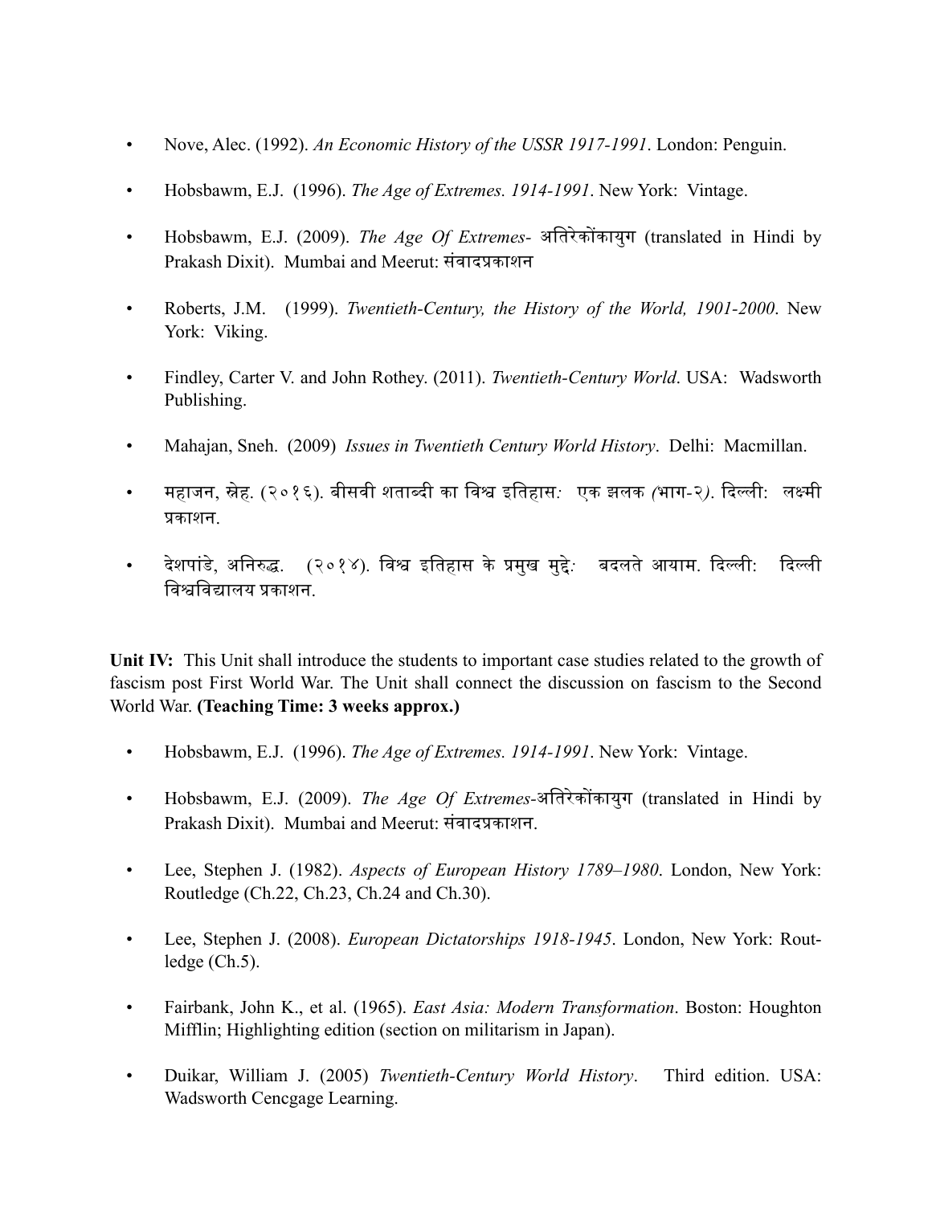- Nove, Alec. (1992). *An Economic History of the USSR 1917-1991*. London: Penguin.
- Hobsbawm, E.J. (1996). *The Age of Extremes. 1914-1991*. New York: Vintage.
- Hobsbawm, E.J. (2009). *The Age Of Extremes*- अतिरेकोंकायुग (translated in Hindi by Prakash Dixit). Mumbai and Meerut: संवादप्रकाशन
- Roberts, J.M. (1999). *Twentieth-Century, the History of the World, 1901-2000*. New York: Viking.
- Findley, Carter V. and John Rothey. (2011). *Twentieth-Century World*. USA: Wadsworth Publishing.
- Mahajan, Sneh. (2009) *Issues in Twentieth Century World History*. Delhi: Macmillan.
- महाजन, स्नेह. (२०१६). बीसवी शताब्दी का विश्व इतिहास*: एक झलक (भाग-२)*. दिल्ली: लक्ष्मी प्रकाशन.
- देशपांडे, अनिरुद्ध. (२०१४). विश्व इतिहास के प्रमुख मुद्दे*:* बदलते आयाम. दिल्ली: दिल्ली विश्वविद्यालय प्रकाशन.

**Unit IV:** This Unit shall introduce the students to important case studies related to the growth of fascism post First World War. The Unit shall connect the discussion on fascism to the Second World War. **(Teaching Time: 3 weeks approx.)**

- Hobsbawm, E.J. (1996). *The Age of Extremes. 1914-1991*. New York: Vintage.
- Hobsbawm, E.J. (2009). *The Age Of Extremes*-अतिरेकोंकायुग (translated in Hindi by Prakash Dixit). Mumbai and Meerut: संवादप्रकाशन.
- Lee, Stephen J. (1982). *Aspects of European History 1789–1980*. London, New York: Routledge (Ch.22, Ch.23, Ch.24 and Ch.30).
- Lee, Stephen J. (2008). *European Dictatorships 1918-1945*. London, New York: Routledge (Ch.5).
- Fairbank, John K., et al. (1965). *East Asia: Modern Transformation*. Boston: Houghton Mifflin; Highlighting edition (section on militarism in Japan).
- Duikar, William J. (2005) *Twentieth-Century World History*. Third edition. USA: Wadsworth Cencgage Learning.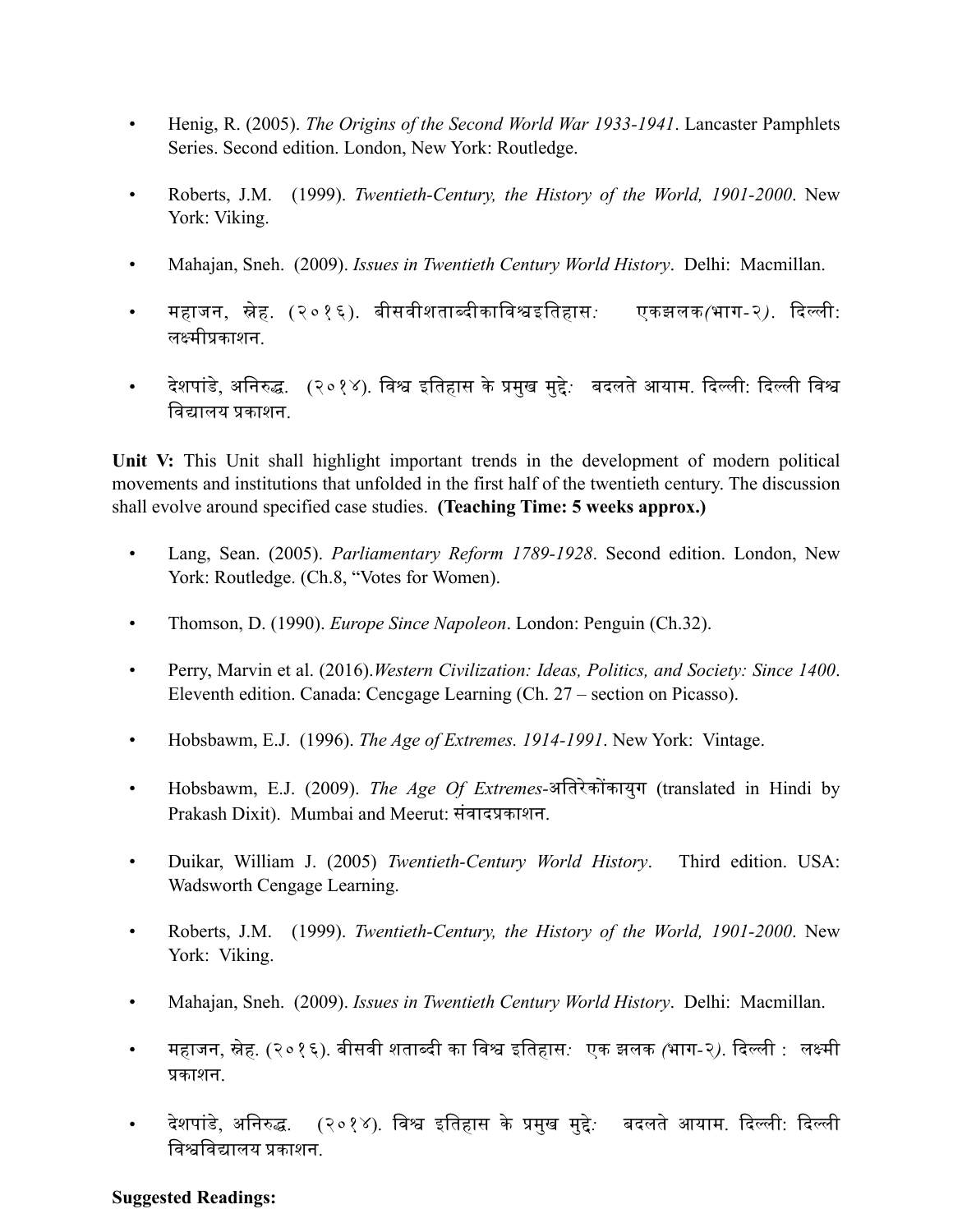- Henig, R. (2005). *The Origins of the Second World War 1933-1941*. Lancaster Pamphlets Series. Second edition. London, New York: Routledge.

- Roberts, J.M. (1999). *Twentieth-Century, the History of the World, 1901-2000*. New York: Viking.

- Mahajan, Sneh. (2009). *Issues in Twentieth Century World History*. Delhi: Macmillan.

- महाजन, स्नेह. (२०१६). बीसवीशताब्दीकाविश्वइतिहास*:* एकझलक*(*भाग-२*)*. दिल्ली: लक्ष्मीप्रकाशन.

- देशपांडे, अनिरुद्ध. (२०१४). विश्व इतिहास के प्रमुख मुद्दे: बदलते आयाम. दिल्ली: दिल्ली विश्व विद्यालय प्रकाशन.

**Unit V:** This Unit shall highlight important trends in the development of modern political movements and institutions that unfolded in the first half of the twentieth century. The discussion shall evolve around specified case studies. **(Teaching Time: 5 weeks approx.)**

- Lang, Sean. (2005). *Parliamentary Reform 1789-1928*. Second edition. London, New York: Routledge. (Ch.8, "Votes for Women).

- Thomson, D. (1990). *Europe Since Napoleon*. London: Penguin (Ch.32).

- Perry, Marvin et al. (2016).*Western Civilization: Ideas, Politics, and Society: Since 1400*. Eleventh edition. Canada: Cencgage Learning (Ch. 27 – section on Picasso).

- Hobsbawm, E.J. (1996). *The Age of Extremes. 1914-1991*. New York: Vintage.

- Hobsbawm, E.J. (2009). *The Age Of Extremes*-अतिरेकोंकायुग (translated in Hindi by Prakash Dixit). Mumbai and Meerut: संवादप्रकाशन.

- Duikar, William J. (2005) *Twentieth-Century World History*. Third edition. USA: Wadsworth Cengage Learning.

- Roberts, J.M. (1999). *Twentieth-Century, the History of the World, 1901-2000*. New York: Viking.

- Mahajan, Sneh. (2009). *Issues in Twentieth Century World History*. Delhi: Macmillan.

- महाजन, स्नेह. (२०१६). बीसवी शताब्दी का विश्व इतिहास*:* एक झलक *(*भाग-२*)*. दिल्ली : लक्ष्मी प्रकाशन.

- देशपांडे, अनिरुद्ध. (२०१४). विश्व इतिहास के प्रमुख मुद्दे: बदलते आयाम. दिल्ली: दिल्ली विश्वविद्यालय प्रकाशन.

**Suggested Readings:**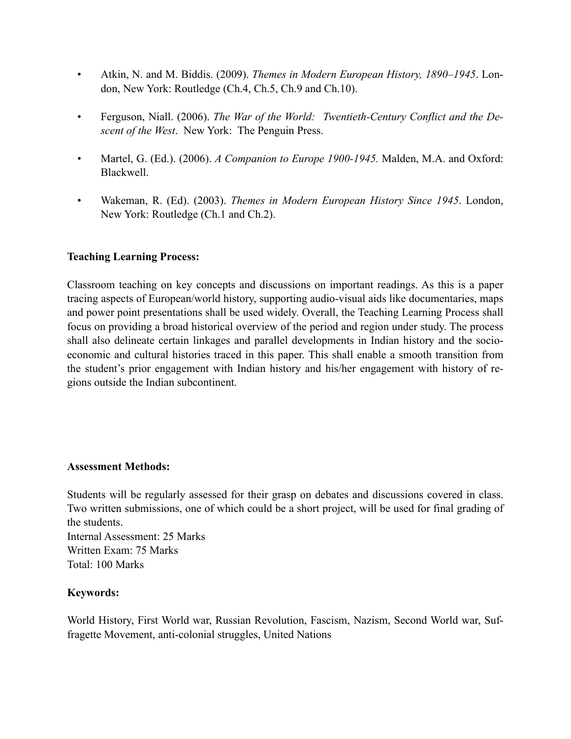- Atkin, N. and M. Biddis. (2009). *Themes in Modern European History, 1890–1945*. London, New York: Routledge (Ch.4, Ch.5, Ch.9 and Ch.10).
- Ferguson, Niall. (2006). *The War of the World: Twentieth-Century Conflict and the Descent of the West*. New York: The Penguin Press.
- Martel, G. (Ed.). (2006). *A Companion to Europe 1900-1945.* Malden, M.A. and Oxford: Blackwell.
- Wakeman, R. (Ed). (2003). *Themes in Modern European History Since 1945*. London, New York: Routledge (Ch.1 and Ch.2).

**Teaching Learning Process:**

Classroom teaching on key concepts and discussions on important readings. As this is a paper tracing aspects of European/world history, supporting audio-visual aids like documentaries, maps and power point presentations shall be used widely. Overall, the Teaching Learning Process shall focus on providing a broad historical overview of the period and region under study. The process shall also delineate certain linkages and parallel developments in Indian history and the socio-economic and cultural histories traced in this paper. This shall enable a smooth transition from the student's prior engagement with Indian history and his/her engagement with history of regions outside the Indian subcontinent.

**Assessment Methods:**

Students will be regularly assessed for their grasp on debates and discussions covered in class. Two written submissions, one of which could be a short project, will be used for final grading of the students.
Internal Assessment: 25 Marks
Written Exam: 75 Marks
Total: 100 Marks

**Keywords:**

World History, First World war, Russian Revolution, Fascism, Nazism, Second World war, Suffragette Movement, anti-colonial struggles, United Nations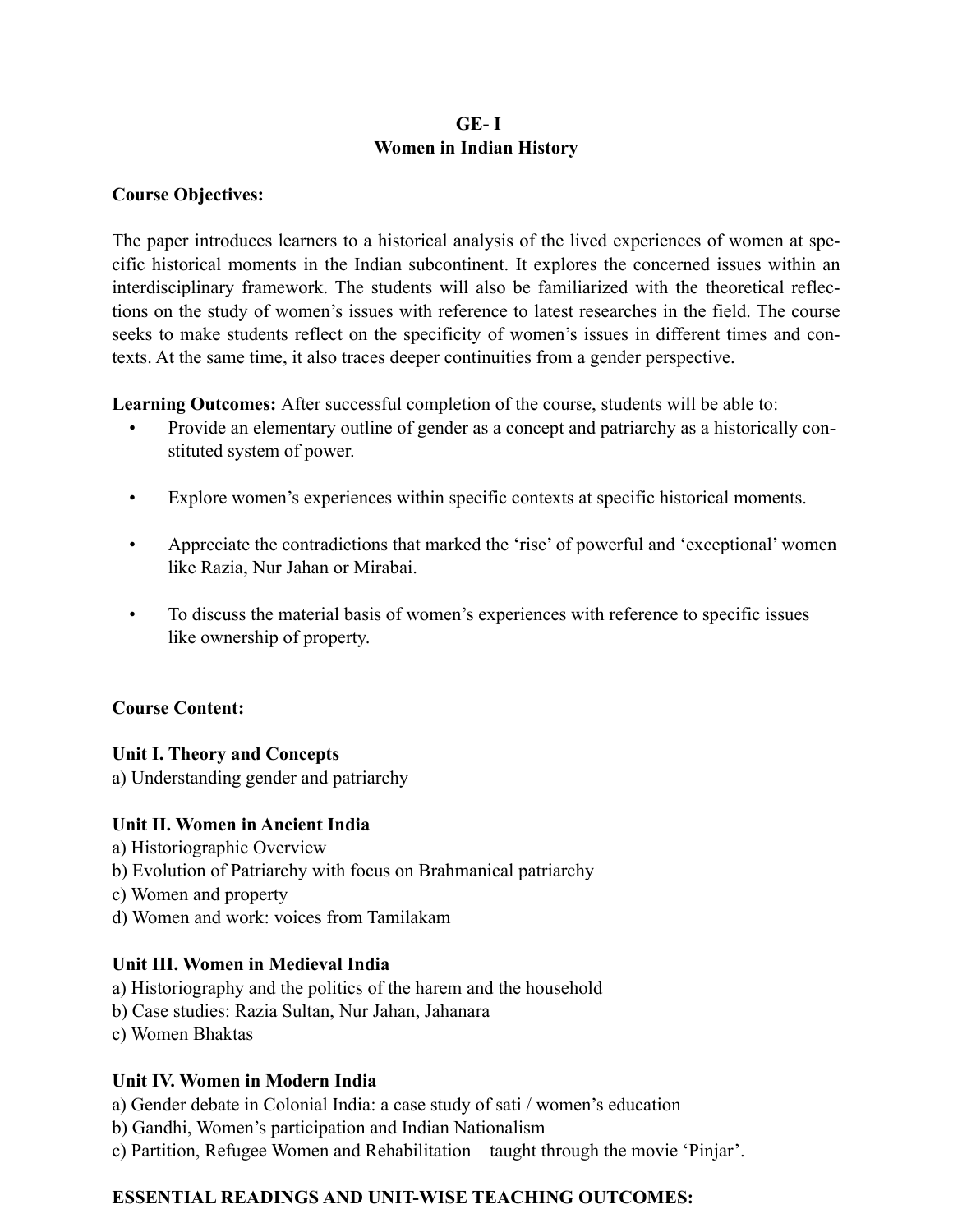**GE- I**
**Women in Indian History**

**Course Objectives:**

The paper introduces learners to a historical analysis of the lived experiences of women at specific historical moments in the Indian subcontinent. It explores the concerned issues within an interdisciplinary framework. The students will also be familiarized with the theoretical reflections on the study of women's issues with reference to latest researches in the field. The course seeks to make students reflect on the specificity of women's issues in different times and contexts. At the same time, it also traces deeper continuities from a gender perspective.

**Learning Outcomes:** After successful completion of the course, students will be able to:

- Provide an elementary outline of gender as a concept and patriarchy as a historically constituted system of power.
- Explore women's experiences within specific contexts at specific historical moments.
- Appreciate the contradictions that marked the 'rise' of powerful and 'exceptional' women like Razia, Nur Jahan or Mirabai.
- To discuss the material basis of women's experiences with reference to specific issues like ownership of property.

**Course Content:**

**Unit I. Theory and Concepts**
a) Understanding gender and patriarchy

**Unit II. Women in Ancient India**
a) Historiographic Overview
b) Evolution of Patriarchy with focus on Brahmanical patriarchy
c) Women and property
d) Women and work: voices from Tamilakam

**Unit III. Women in Medieval India**
a) Historiography and the politics of the harem and the household
b) Case studies: Razia Sultan, Nur Jahan, Jahanara
c) Women Bhaktas

**Unit IV. Women in Modern India**
a) Gender debate in Colonial India: a case study of sati / women's education
b) Gandhi, Women's participation and Indian Nationalism
c) Partition, Refugee Women and Rehabilitation – taught through the movie 'Pinjar'.

**ESSENTIAL READINGS AND UNIT-WISE TEACHING OUTCOMES:**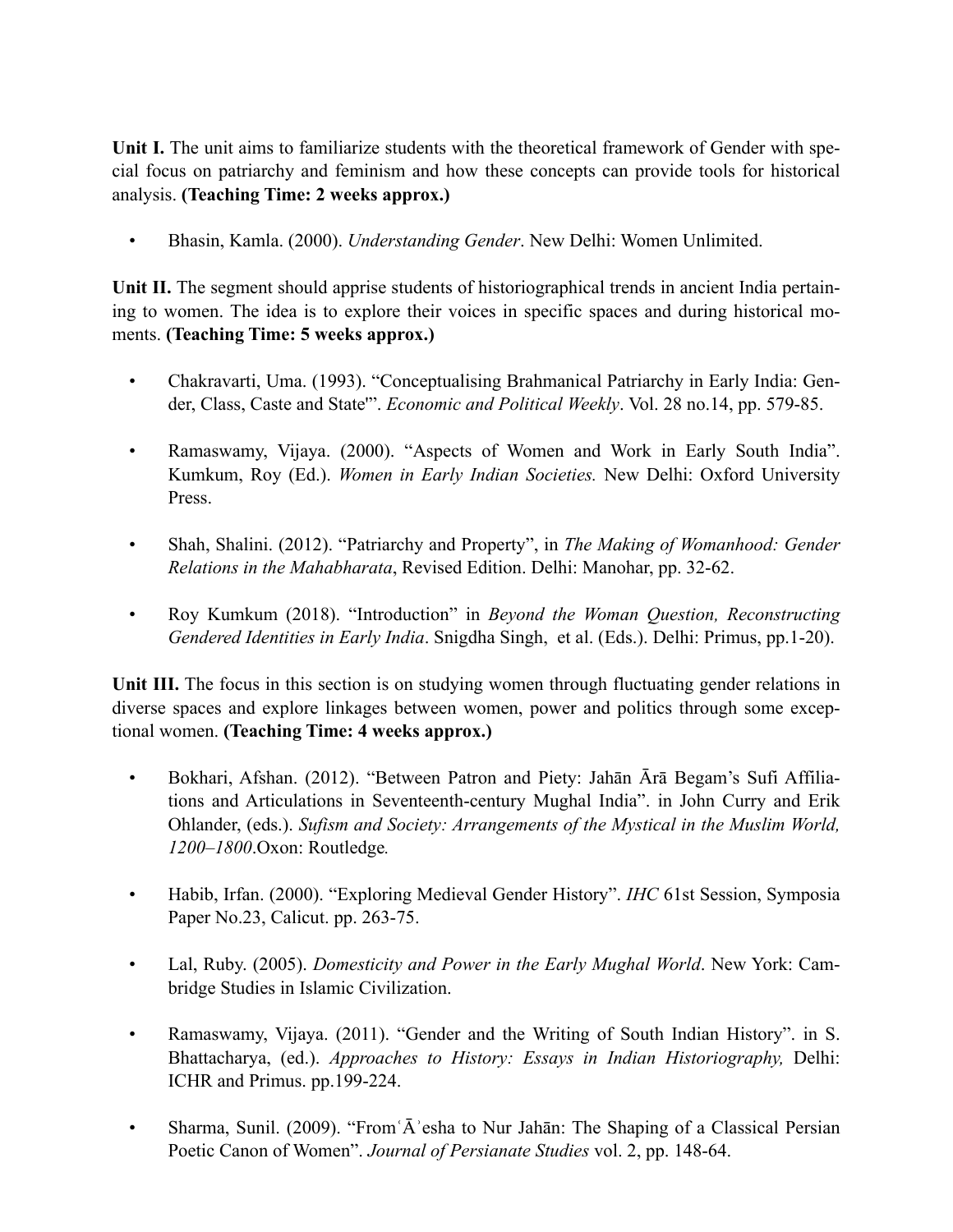**Unit I.** The unit aims to familiarize students with the theoretical framework of Gender with special focus on patriarchy and feminism and how these concepts can provide tools for historical analysis. **(Teaching Time: 2 weeks approx.)**

- Bhasin, Kamla. (2000). *Understanding Gender*. New Delhi: Women Unlimited.

**Unit II.** The segment should apprise students of historiographical trends in ancient India pertaining to women. The idea is to explore their voices in specific spaces and during historical moments. **(Teaching Time: 5 weeks approx.)**

- Chakravarti, Uma. (1993). "Conceptualising Brahmanical Patriarchy in Early India: Gender, Class, Caste and State'". *Economic and Political Weekly*. Vol. 28 no.14, pp. 579-85.

- Ramaswamy, Vijaya. (2000). "Aspects of Women and Work in Early South India". Kumkum, Roy (Ed.). *Women in Early Indian Societies.* New Delhi: Oxford University Press.

- Shah, Shalini. (2012). "Patriarchy and Property", in *The Making of Womanhood: Gender Relations in the Mahabharata*, Revised Edition. Delhi: Manohar, pp. 32-62.

- Roy Kumkum (2018). "Introduction" in *Beyond the Woman Question, Reconstructing Gendered Identities in Early India*. Snigdha Singh, et al. (Eds.). Delhi: Primus, pp.1-20).

**Unit III.** The focus in this section is on studying women through fluctuating gender relations in diverse spaces and explore linkages between women, power and politics through some exceptional women. **(Teaching Time: 4 weeks approx.)**

- Bokhari, Afshan. (2012). "Between Patron and Piety: Jahān Ārā Begam's Sufi Affiliations and Articulations in Seventeenth-century Mughal India". in John Curry and Erik Ohlander, (eds.). *Sufism and Society: Arrangements of the Mystical in the Muslim World, 1200–1800*.Oxon: Routledge*.*

- Habib, Irfan. (2000). "Exploring Medieval Gender History". *IHC* 61st Session, Symposia Paper No.23, Calicut. pp. 263-75.

- Lal, Ruby. (2005). *Domesticity and Power in the Early Mughal World*. New York: Cambridge Studies in Islamic Civilization.

- Ramaswamy, Vijaya. (2011). "Gender and the Writing of South Indian History". in S. Bhattacharya, (ed.). *Approaches to History: Essays in Indian Historiography,* Delhi: ICHR and Primus. pp.199-224.

- Sharma, Sunil. (2009). "From ʿĀʾesha to Nur Jahān: The Shaping of a Classical Persian Poetic Canon of Women". *Journal of Persianate Studies* vol. 2, pp. 148-64.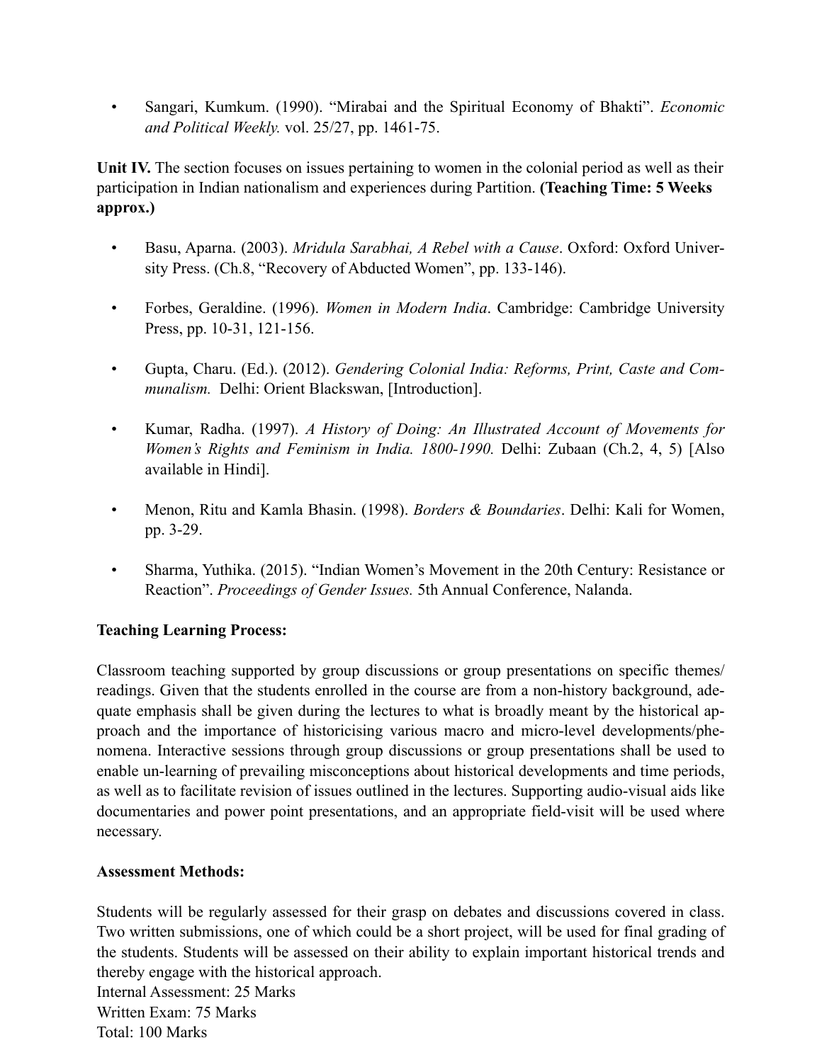- Sangari, Kumkum. (1990). “Mirabai and the Spiritual Economy of Bhakti”. *Economic and Political Weekly.* vol. 25/27, pp. 1461-75.

**Unit IV.** The section focuses on issues pertaining to women in the colonial period as well as their participation in Indian nationalism and experiences during Partition. **(Teaching Time: 5 Weeks approx.)**

- Basu, Aparna. (2003). *Mridula Sarabhai, A Rebel with a Cause*. Oxford: Oxford University Press. (Ch.8, “Recovery of Abducted Women”, pp. 133-146).

- Forbes, Geraldine. (1996). *Women in Modern India*. Cambridge: Cambridge University Press, pp. 10-31, 121-156.

- Gupta, Charu. (Ed.). (2012). *Gendering Colonial India: Reforms, Print, Caste and Communalism.* Delhi: Orient Blackswan, [Introduction].

- Kumar, Radha. (1997). *A History of Doing: An Illustrated Account of Movements for Women's Rights and Feminism in India. 1800-1990.* Delhi: Zubaan (Ch.2, 4, 5) [Also available in Hindi].

- Menon, Ritu and Kamla Bhasin. (1998). *Borders & Boundaries*. Delhi: Kali for Women, pp. 3-29.

- Sharma, Yuthika. (2015). “Indian Women's Movement in the 20th Century: Resistance or Reaction”. *Proceedings of Gender Issues.* 5th Annual Conference, Nalanda.

**Teaching Learning Process:**

Classroom teaching supported by group discussions or group presentations on specific themes/ readings. Given that the students enrolled in the course are from a non-history background, adequate emphasis shall be given during the lectures to what is broadly meant by the historical approach and the importance of historicising various macro and micro-level developments/phenomena. Interactive sessions through group discussions or group presentations shall be used to enable un-learning of prevailing misconceptions about historical developments and time periods, as well as to facilitate revision of issues outlined in the lectures. Supporting audio-visual aids like documentaries and power point presentations, and an appropriate field-visit will be used where necessary.

**Assessment Methods:**

Students will be regularly assessed for their grasp on debates and discussions covered in class. Two written submissions, one of which could be a short project, will be used for final grading of the students. Students will be assessed on their ability to explain important historical trends and thereby engage with the historical approach.
Internal Assessment: 25 Marks
Written Exam: 75 Marks
Total: 100 Marks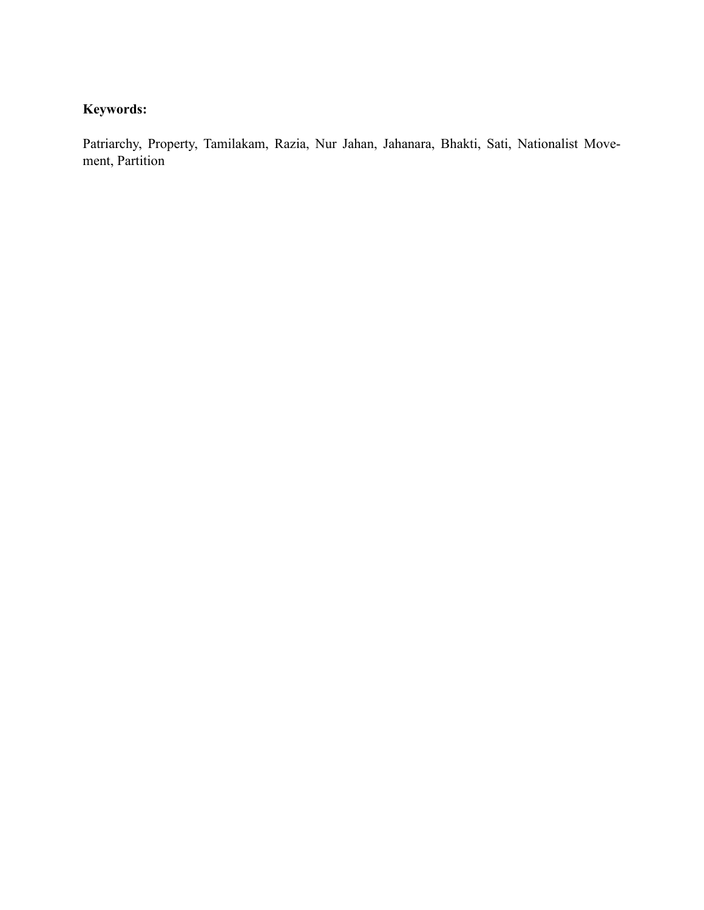**Keywords:**

Patriarchy, Property, Tamilakam, Razia, Nur Jahan, Jahanara, Bhakti, Sati, Nationalist Movement, Partition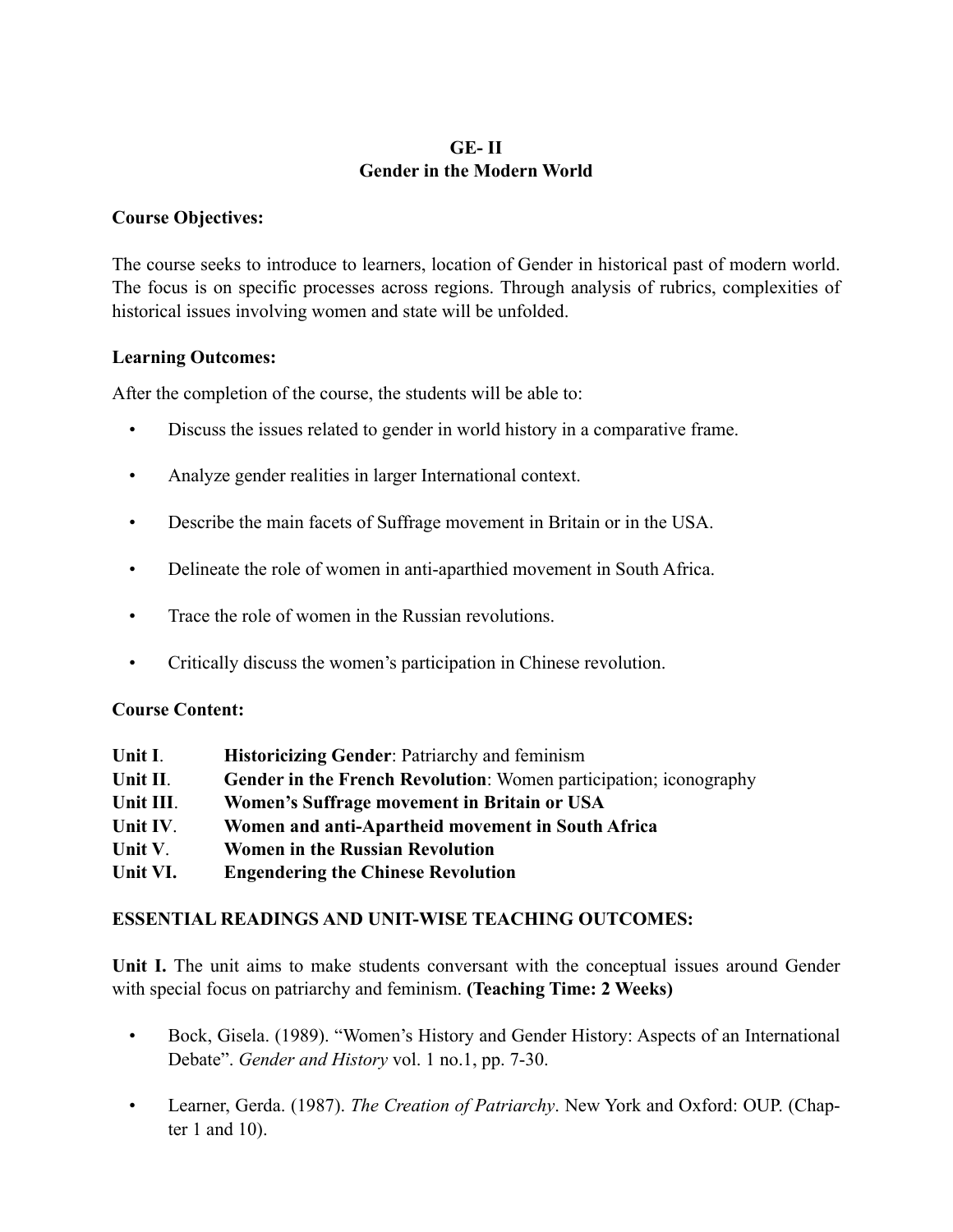## GE- II
## Gender in the Modern World

**Course Objectives:**

The course seeks to introduce to learners, location of Gender in historical past of modern world. The focus is on specific processes across regions. Through analysis of rubrics, complexities of historical issues involving women and state will be unfolded.

**Learning Outcomes:**

After the completion of the course, the students will be able to:

- Discuss the issues related to gender in world history in a comparative frame.
- Analyze gender realities in larger International context.
- Describe the main facets of Suffrage movement in Britain or in the USA.
- Delineate the role of women in anti-aparthied movement in South Africa.
- Trace the role of women in the Russian revolutions.
- Critically discuss the women's participation in Chinese revolution.

**Course Content:**

**Unit I**. **Historicizing Gender**: Patriarchy and feminism
**Unit II**. **Gender in the French Revolution**: Women participation; iconography
**Unit III**. **Women's Suffrage movement in Britain or USA**
**Unit IV**. **Women and anti-Apartheid movement in South Africa**
**Unit V**. **Women in the Russian Revolution**
**Unit VI.** **Engendering the Chinese Revolution**

**ESSENTIAL READINGS AND UNIT-WISE TEACHING OUTCOMES:**

**Unit I.** The unit aims to make students conversant with the conceptual issues around Gender with special focus on patriarchy and feminism. **(Teaching Time: 2 Weeks)**

- Bock, Gisela. (1989). "Women's History and Gender History: Aspects of an International Debate". *Gender and History* vol. 1 no.1, pp. 7-30.
- Learner, Gerda. (1987). *The Creation of Patriarchy*. New York and Oxford: OUP. (Chapter 1 and 10).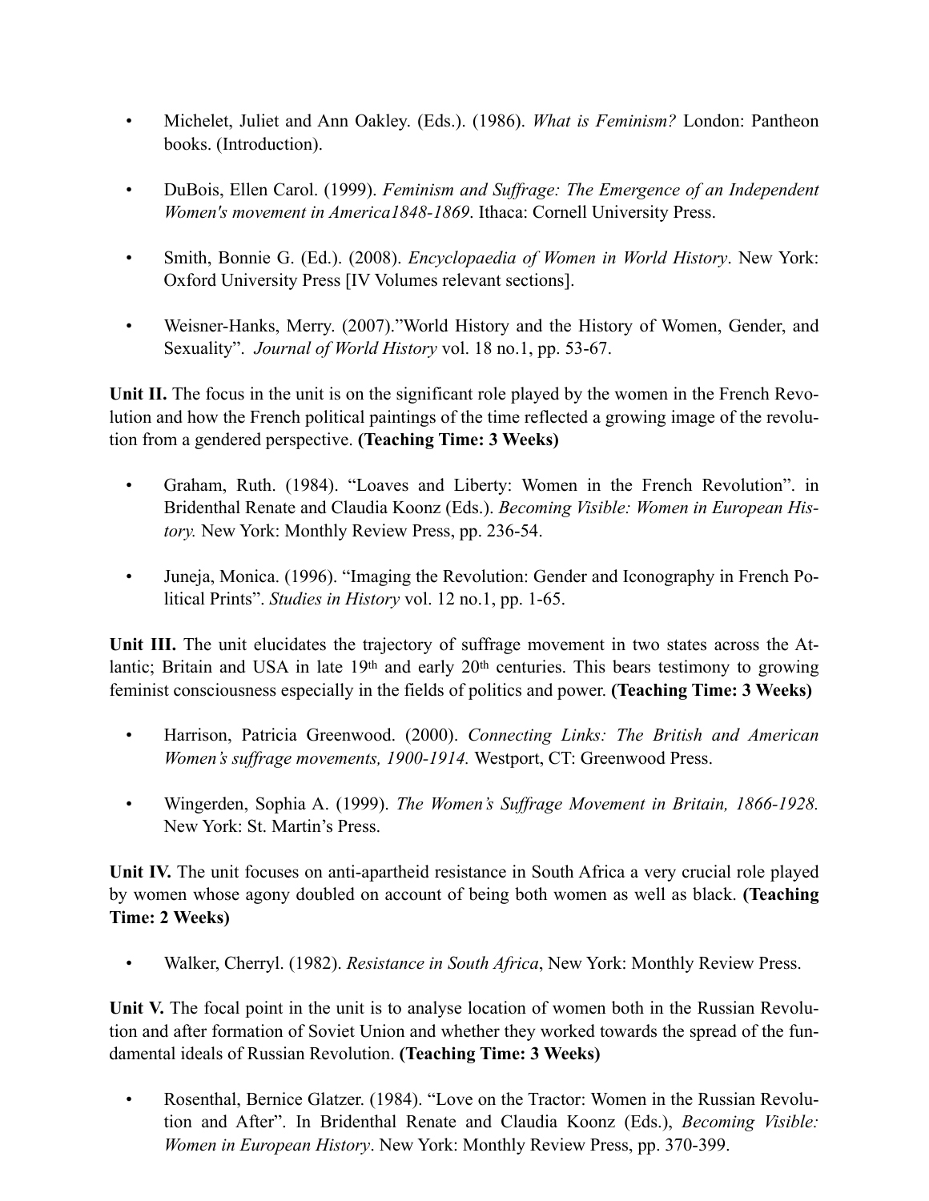- Michelet, Juliet and Ann Oakley. (Eds.). (1986). *What is Feminism?* London: Pantheon books. (Introduction).

- DuBois, Ellen Carol. (1999). *Feminism and Suffrage: The Emergence of an Independent Women's movement in America1848-1869*. Ithaca: Cornell University Press.

- Smith, Bonnie G. (Ed.). (2008). *Encyclopaedia of Women in World History*. New York: Oxford University Press [IV Volumes relevant sections].

- Weisner-Hanks, Merry. (2007)."World History and the History of Women, Gender, and Sexuality". *Journal of World History* vol. 18 no.1, pp. 53-67.

**Unit II.** The focus in the unit is on the significant role played by the women in the French Revolution and how the French political paintings of the time reflected a growing image of the revolution from a gendered perspective. **(Teaching Time: 3 Weeks)**

- Graham, Ruth. (1984). "Loaves and Liberty: Women in the French Revolution". in Bridenthal Renate and Claudia Koonz (Eds.). *Becoming Visible: Women in European History.* New York: Monthly Review Press, pp. 236-54.

- Juneja, Monica. (1996). "Imaging the Revolution: Gender and Iconography in French Political Prints". *Studies in History* vol. 12 no.1, pp. 1-65.

**Unit III.** The unit elucidates the trajectory of suffrage movement in two states across the Atlantic; Britain and USA in late 19th and early 20th centuries. This bears testimony to growing feminist consciousness especially in the fields of politics and power. **(Teaching Time: 3 Weeks)**

- Harrison, Patricia Greenwood. (2000). *Connecting Links: The British and American Women's suffrage movements, 1900-1914.* Westport, CT: Greenwood Press.

- Wingerden, Sophia A. (1999). *The Women's Suffrage Movement in Britain, 1866-1928.* New York: St. Martin's Press.

**Unit IV.** The unit focuses on anti-apartheid resistance in South Africa a very crucial role played by women whose agony doubled on account of being both women as well as black. **(Teaching Time: 2 Weeks)**

- Walker, Cherryl. (1982). *Resistance in South Africa*, New York: Monthly Review Press.

**Unit V.** The focal point in the unit is to analyse location of women both in the Russian Revolution and after formation of Soviet Union and whether they worked towards the spread of the fundamental ideals of Russian Revolution. **(Teaching Time: 3 Weeks)**

- Rosenthal, Bernice Glatzer. (1984). "Love on the Tractor: Women in the Russian Revolution and After". In Bridenthal Renate and Claudia Koonz (Eds.), *Becoming Visible: Women in European History*. New York: Monthly Review Press, pp. 370-399.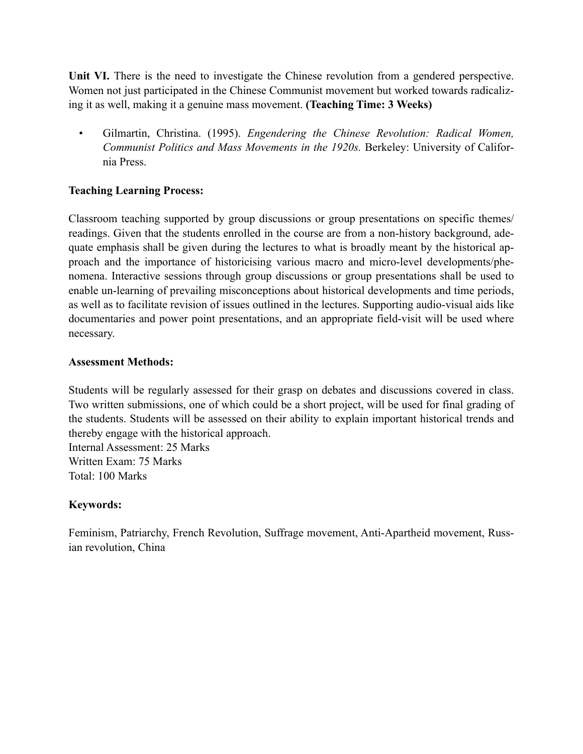**Unit VI.** There is the need to investigate the Chinese revolution from a gendered perspective. Women not just participated in the Chinese Communist movement but worked towards radicalizing it as well, making it a genuine mass movement. **(Teaching Time: 3 Weeks)**

- Gilmartin, Christina. (1995). *Engendering the Chinese Revolution: Radical Women, Communist Politics and Mass Movements in the 1920s.* Berkeley: University of California Press.

**Teaching Learning Process:**

Classroom teaching supported by group discussions or group presentations on specific themes/readings. Given that the students enrolled in the course are from a non-history background, adequate emphasis shall be given during the lectures to what is broadly meant by the historical approach and the importance of historicising various macro and micro-level developments/phenomena. Interactive sessions through group discussions or group presentations shall be used to enable un-learning of prevailing misconceptions about historical developments and time periods, as well as to facilitate revision of issues outlined in the lectures. Supporting audio-visual aids like documentaries and power point presentations, and an appropriate field-visit will be used where necessary.

**Assessment Methods:**

Students will be regularly assessed for their grasp on debates and discussions covered in class. Two written submissions, one of which could be a short project, will be used for final grading of the students. Students will be assessed on their ability to explain important historical trends and thereby engage with the historical approach.
Internal Assessment: 25 Marks
Written Exam: 75 Marks
Total: 100 Marks

**Keywords:**

Feminism, Patriarchy, French Revolution, Suffrage movement, Anti-Apartheid movement, Russian revolution, China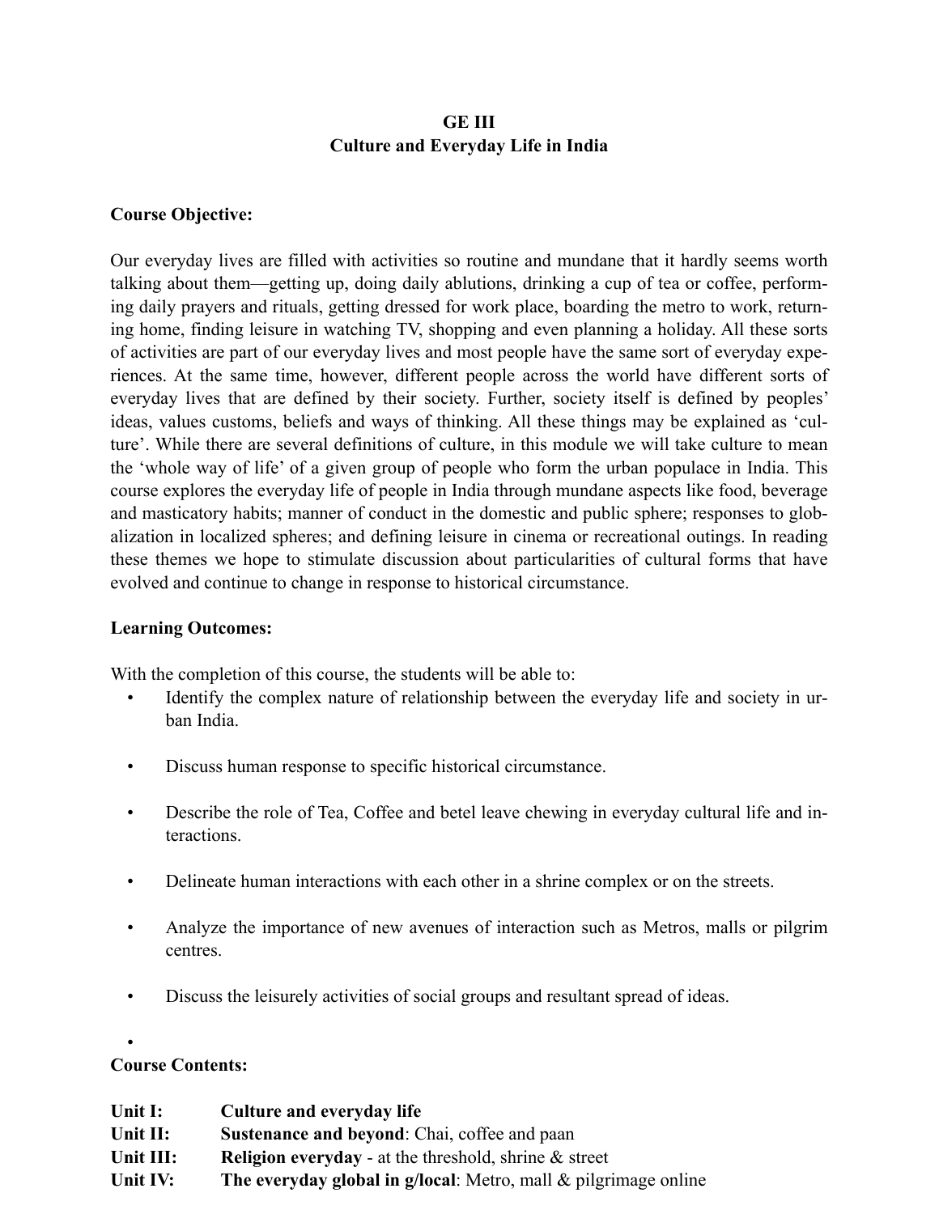**GE III**
**Culture and Everyday Life in India**

**Course Objective:**

Our everyday lives are filled with activities so routine and mundane that it hardly seems worth talking about them—getting up, doing daily ablutions, drinking a cup of tea or coffee, performing daily prayers and rituals, getting dressed for work place, boarding the metro to work, returning home, finding leisure in watching TV, shopping and even planning a holiday. All these sorts of activities are part of our everyday lives and most people have the same sort of everyday experiences. At the same time, however, different people across the world have different sorts of everyday lives that are defined by their society. Further, society itself is defined by peoples' ideas, values customs, beliefs and ways of thinking. All these things may be explained as 'culture'. While there are several definitions of culture, in this module we will take culture to mean the 'whole way of life' of a given group of people who form the urban populace in India. This course explores the everyday life of people in India through mundane aspects like food, beverage and masticatory habits; manner of conduct in the domestic and public sphere; responses to globalization in localized spheres; and defining leisure in cinema or recreational outings. In reading these themes we hope to stimulate discussion about particularities of cultural forms that have evolved and continue to change in response to historical circumstance.

**Learning Outcomes:**

With the completion of this course, the students will be able to:

- Identify the complex nature of relationship between the everyday life and society in urban India.
- Discuss human response to specific historical circumstance.
- Describe the role of Tea, Coffee and betel leave chewing in everyday cultural life and interactions.
- Delineate human interactions with each other in a shrine complex or on the streets.
- Analyze the importance of new avenues of interaction such as Metros, malls or pilgrim centres.
- Discuss the leisurely activities of social groups and resultant spread of ideas.

**Course Contents:**

**Unit I:** **Culture and everyday life**
**Unit II:** **Sustenance and beyond**: Chai, coffee and paan
**Unit III:** **Religion everyday** - at the threshold, shrine & street
**Unit IV:** **The everyday global in g/local**: Metro, mall & pilgrimage online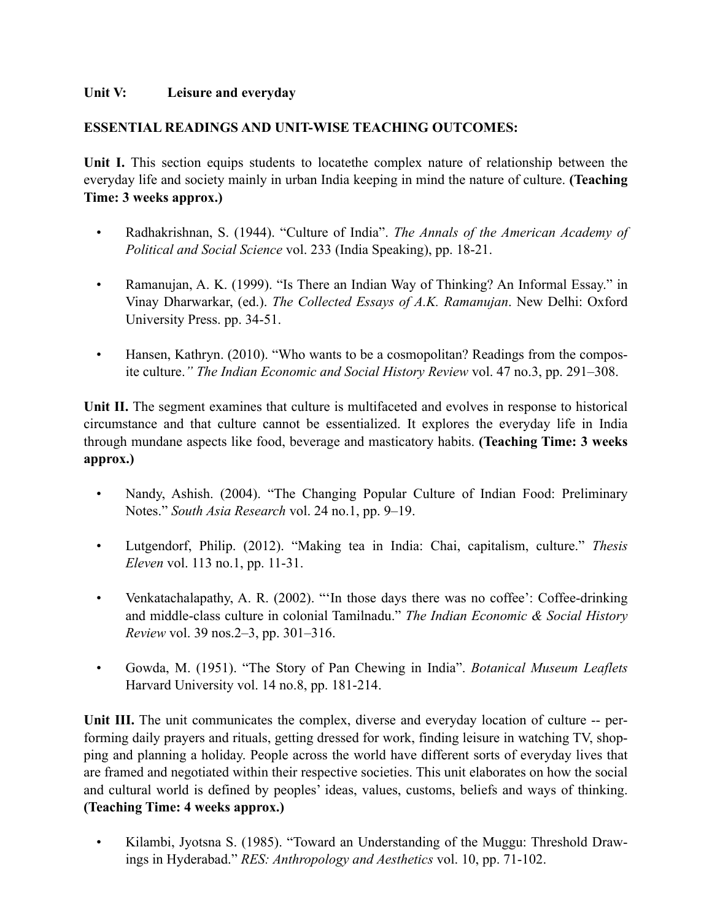**Unit V:** **Leisure and everyday**

**ESSENTIAL READINGS AND UNIT-WISE TEACHING OUTCOMES:**

**Unit I.** This section equips students to locatethe complex nature of relationship between the everyday life and society mainly in urban India keeping in mind the nature of culture. **(Teaching Time: 3 weeks approx.)**

- Radhakrishnan, S. (1944). "Culture of India". *The Annals of the American Academy of Political and Social Science* vol. 233 (India Speaking), pp. 18-21.
- Ramanujan, A. K. (1999). "Is There an Indian Way of Thinking? An Informal Essay." in Vinay Dharwarkar, (ed.). *The Collected Essays of A.K. Ramanujan*. New Delhi: Oxford University Press. pp. 34-51.
- Hansen, Kathryn. (2010). "Who wants to be a cosmopolitan? Readings from the composite culture.*" The Indian Economic and Social History Review* vol. 47 no.3, pp. 291–308.

**Unit II.** The segment examines that culture is multifaceted and evolves in response to historical circumstance and that culture cannot be essentialized. It explores the everyday life in India through mundane aspects like food, beverage and masticatory habits. **(Teaching Time: 3 weeks approx.)**

- Nandy, Ashish. (2004). "The Changing Popular Culture of Indian Food: Preliminary Notes." *South Asia Research* vol. 24 no.1, pp. 9–19.
- Lutgendorf, Philip. (2012). "Making tea in India: Chai, capitalism, culture." *Thesis Eleven* vol. 113 no.1, pp. 11-31.
- Venkatachalapathy, A. R. (2002). "'In those days there was no coffee': Coffee-drinking and middle-class culture in colonial Tamilnadu." *The Indian Economic & Social History Review* vol. 39 nos.2–3, pp. 301–316.
- Gowda, M. (1951). "The Story of Pan Chewing in India". *Botanical Museum Leaflets* Harvard University vol. 14 no.8, pp. 181-214.

**Unit III.** The unit communicates the complex, diverse and everyday location of culture -- performing daily prayers and rituals, getting dressed for work, finding leisure in watching TV, shopping and planning a holiday. People across the world have different sorts of everyday lives that are framed and negotiated within their respective societies. This unit elaborates on how the social and cultural world is defined by peoples' ideas, values, customs, beliefs and ways of thinking. **(Teaching Time: 4 weeks approx.)**

- Kilambi, Jyotsna S. (1985). "Toward an Understanding of the Muggu: Threshold Drawings in Hyderabad." *RES: Anthropology and Aesthetics* vol. 10, pp. 71-102.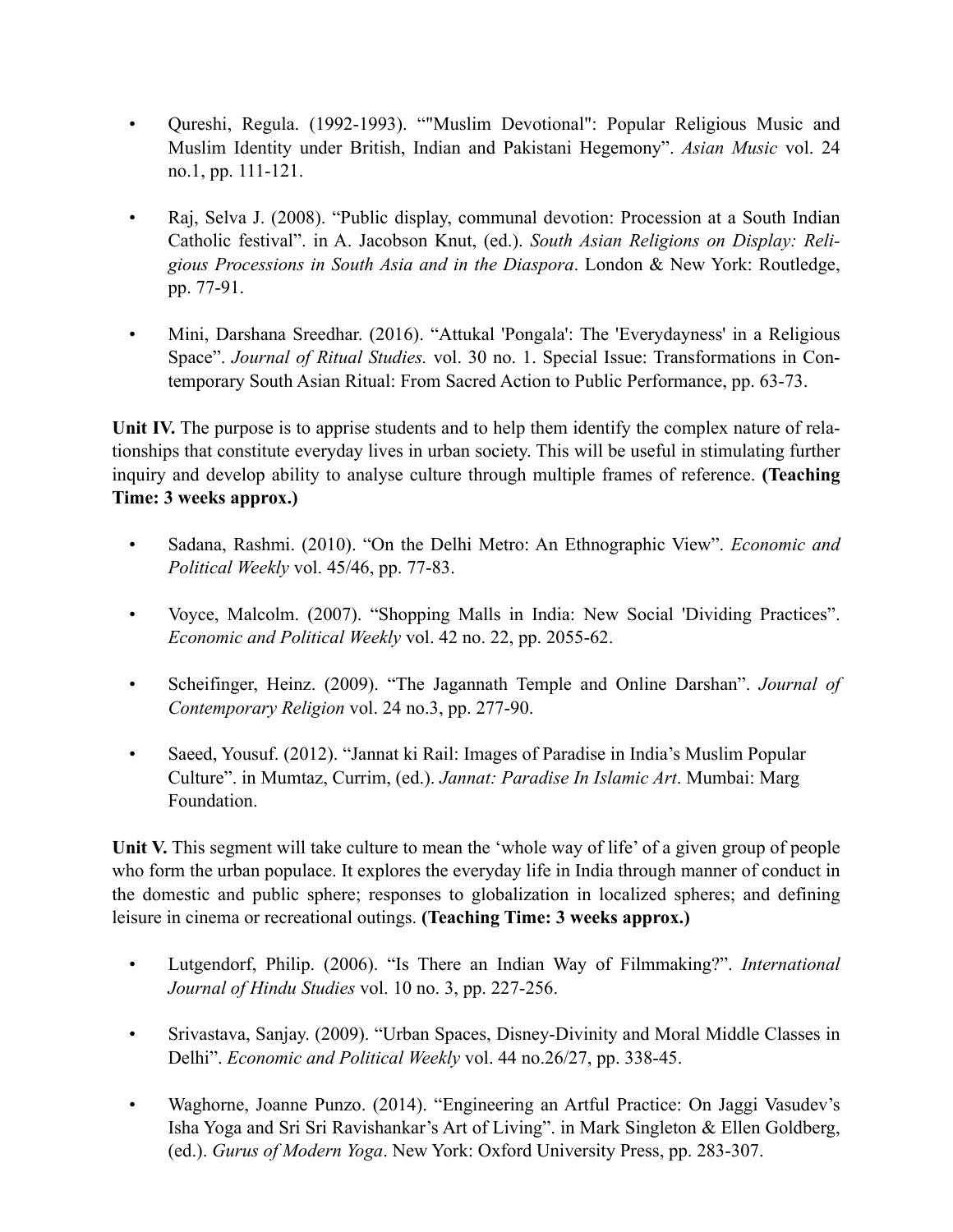- Qureshi, Regula. (1992-1993). “"Muslim Devotional": Popular Religious Music and Muslim Identity under British, Indian and Pakistani Hegemony”. *Asian Music* vol. 24 no.1, pp. 111-121.

- Raj, Selva J. (2008). “Public display, communal devotion: Procession at a South Indian Catholic festival”. in A. Jacobson Knut, (ed.). *South Asian Religions on Display: Religious Processions in South Asia and in the Diaspora*. London & New York: Routledge, pp. 77-91.

- Mini, Darshana Sreedhar. (2016). “Attukal 'Pongala': The 'Everydayness' in a Religious Space”. *Journal of Ritual Studies.* vol. 30 no. 1. Special Issue: Transformations in Contemporary South Asian Ritual: From Sacred Action to Public Performance, pp. 63-73.

**Unit IV.** The purpose is to apprise students and to help them identify the complex nature of relationships that constitute everyday lives in urban society. This will be useful in stimulating further inquiry and develop ability to analyse culture through multiple frames of reference. **(Teaching Time: 3 weeks approx.)**

- Sadana, Rashmi. (2010). “On the Delhi Metro: An Ethnographic View”. *Economic and Political Weekly* vol. 45/46, pp. 77-83.

- Voyce, Malcolm. (2007). “Shopping Malls in India: New Social 'Dividing Practices”. *Economic and Political Weekly* vol. 42 no. 22, pp. 2055-62.

- Scheifinger, Heinz. (2009). “The Jagannath Temple and Online Darshan”. *Journal of Contemporary Religion* vol. 24 no.3, pp. 277-90.

- Saeed, Yousuf. (2012). “Jannat ki Rail: Images of Paradise in India’s Muslim Popular Culture”. in Mumtaz, Currim, (ed.). *Jannat: Paradise In Islamic Art*. Mumbai: Marg Foundation.

**Unit V.** This segment will take culture to mean the ‘whole way of life’ of a given group of people who form the urban populace. It explores the everyday life in India through manner of conduct in the domestic and public sphere; responses to globalization in localized spheres; and defining leisure in cinema or recreational outings. **(Teaching Time: 3 weeks approx.)**

- Lutgendorf, Philip. (2006). “Is There an Indian Way of Filmmaking?”. *International Journal of Hindu Studies* vol. 10 no. 3, pp. 227-256.

- Srivastava, Sanjay. (2009). “Urban Spaces, Disney-Divinity and Moral Middle Classes in Delhi”. *Economic and Political Weekly* vol. 44 no.26/27, pp. 338-45.

- Waghorne, Joanne Punzo. (2014). “Engineering an Artful Practice: On Jaggi Vasudev’s Isha Yoga and Sri Sri Ravishankar’s Art of Living”. in Mark Singleton & Ellen Goldberg, (ed.). *Gurus of Modern Yoga*. New York: Oxford University Press, pp. 283-307.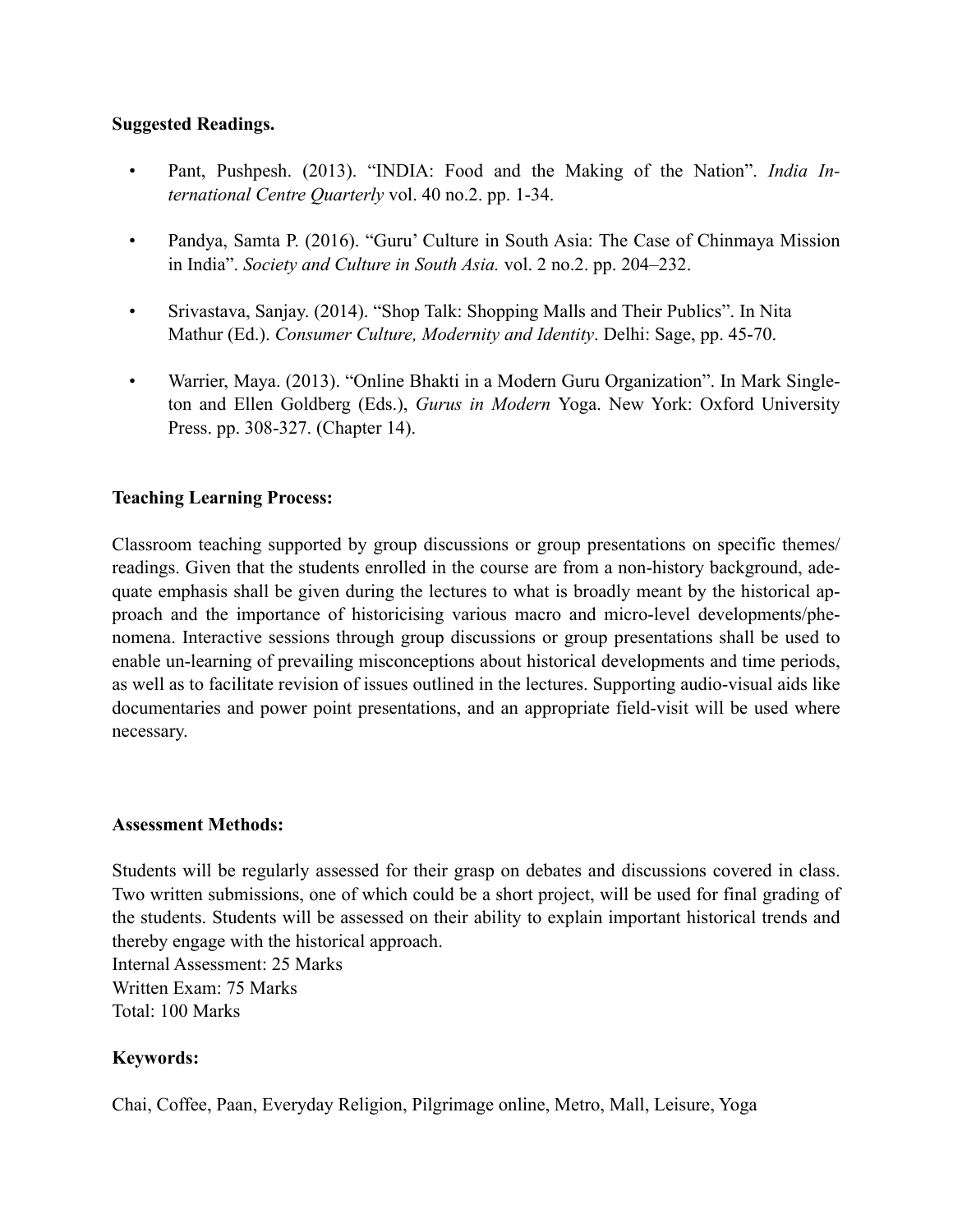**Suggested Readings.**

- Pant, Pushpesh. (2013). "INDIA: Food and the Making of the Nation". *India International Centre Quarterly* vol. 40 no.2. pp. 1-34.

- Pandya, Samta P. (2016). "'Guru' Culture in South Asia: The Case of Chinmaya Mission in India". *Society and Culture in South Asia.* vol. 2 no.2. pp. 204–232.

- Srivastava, Sanjay. (2014). "Shop Talk: Shopping Malls and Their Publics". In Nita Mathur (Ed.). *Consumer Culture, Modernity and Identity*. Delhi: Sage, pp. 45-70.

- Warrier, Maya. (2013). "Online Bhakti in a Modern Guru Organization". In Mark Singleton and Ellen Goldberg (Eds.), *Gurus in Modern* Yoga. New York: Oxford University Press. pp. 308-327. (Chapter 14).

**Teaching Learning Process:**

Classroom teaching supported by group discussions or group presentations on specific themes/ readings. Given that the students enrolled in the course are from a non-history background, adequate emphasis shall be given during the lectures to what is broadly meant by the historical approach and the importance of historicising various macro and micro-level developments/phenomena. Interactive sessions through group discussions or group presentations shall be used to enable un-learning of prevailing misconceptions about historical developments and time periods, as well as to facilitate revision of issues outlined in the lectures. Supporting audio-visual aids like documentaries and power point presentations, and an appropriate field-visit will be used where necessary.

**Assessment Methods:**

Students will be regularly assessed for their grasp on debates and discussions covered in class. Two written submissions, one of which could be a short project, will be used for final grading of the students. Students will be assessed on their ability to explain important historical trends and thereby engage with the historical approach.
Internal Assessment: 25 Marks
Written Exam: 75 Marks
Total: 100 Marks

**Keywords:**

Chai, Coffee, Paan, Everyday Religion, Pilgrimage online, Metro, Mall, Leisure, Yoga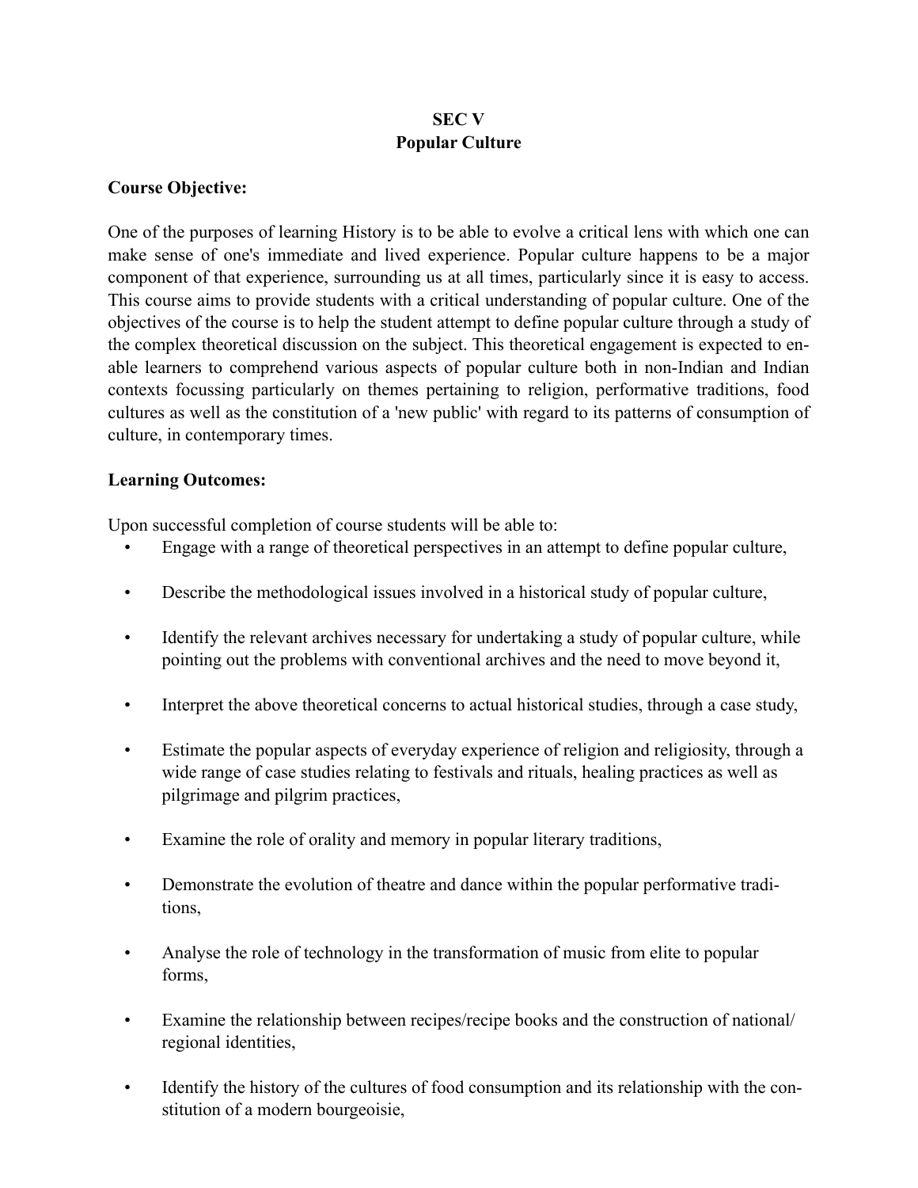# SEC V
# Popular Culture

**Course Objective:**

One of the purposes of learning History is to be able to evolve a critical lens with which one can make sense of one's immediate and lived experience. Popular culture happens to be a major component of that experience, surrounding us at all times, particularly since it is easy to access. This course aims to provide students with a critical understanding of popular culture. One of the objectives of the course is to help the student attempt to define popular culture through a study of the complex theoretical discussion on the subject. This theoretical engagement is expected to enable learners to comprehend various aspects of popular culture both in non-Indian and Indian contexts focussing particularly on themes pertaining to religion, performative traditions, food cultures as well as the constitution of a 'new public' with regard to its patterns of consumption of culture, in contemporary times.

**Learning Outcomes:**

Upon successful completion of course students will be able to:

- Engage with a range of theoretical perspectives in an attempt to define popular culture,
- Describe the methodological issues involved in a historical study of popular culture,
- Identify the relevant archives necessary for undertaking a study of popular culture, while pointing out the problems with conventional archives and the need to move beyond it,
- Interpret the above theoretical concerns to actual historical studies, through a case study,
- Estimate the popular aspects of everyday experience of religion and religiosity, through a wide range of case studies relating to festivals and rituals, healing practices as well as pilgrimage and pilgrim practices,
- Examine the role of orality and memory in popular literary traditions,
- Demonstrate the evolution of theatre and dance within the popular performative traditions,
- Analyse the role of technology in the transformation of music from elite to popular forms,
- Examine the relationship between recipes/recipe books and the construction of national/ regional identities,
- Identify the history of the cultures of food consumption and its relationship with the constitution of a modern bourgeoisie,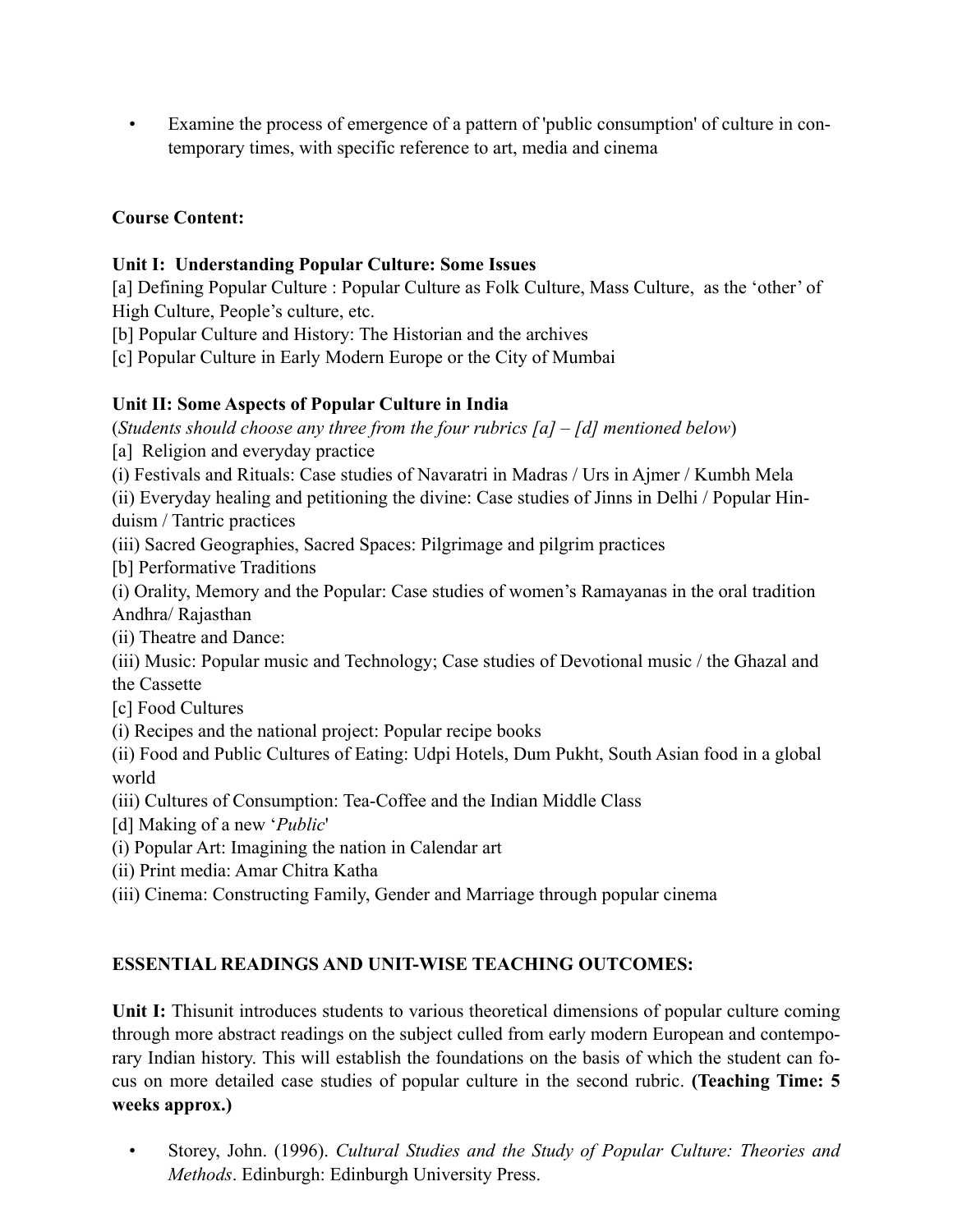- Examine the process of emergence of a pattern of 'public consumption' of culture in contemporary times, with specific reference to art, media and cinema

**Course Content:**

**Unit I: Understanding Popular Culture: Some Issues**

[a] Defining Popular Culture : Popular Culture as Folk Culture, Mass Culture, as the 'other' of High Culture, People's culture, etc.

[b] Popular Culture and History: The Historian and the archives

[c] Popular Culture in Early Modern Europe or the City of Mumbai

**Unit II: Some Aspects of Popular Culture in India**

(*Students should choose any three from the four rubrics [a] – [d] mentioned below*)

[a] Religion and everyday practice

(i) Festivals and Rituals: Case studies of Navaratri in Madras / Urs in Ajmer / Kumbh Mela

(ii) Everyday healing and petitioning the divine: Case studies of Jinns in Delhi / Popular Hinduism / Tantric practices

(iii) Sacred Geographies, Sacred Spaces: Pilgrimage and pilgrim practices

[b] Performative Traditions

(i) Orality, Memory and the Popular: Case studies of women's Ramayanas in the oral tradition Andhra/ Rajasthan

(ii) Theatre and Dance:

(iii) Music: Popular music and Technology; Case studies of Devotional music / the Ghazal and the Cassette

[c] Food Cultures

(i) Recipes and the national project: Popular recipe books

(ii) Food and Public Cultures of Eating: Udpi Hotels, Dum Pukht, South Asian food in a global world

(iii) Cultures of Consumption: Tea-Coffee and the Indian Middle Class

[d] Making of a new '*Public*'

(i) Popular Art: Imagining the nation in Calendar art

(ii) Print media: Amar Chitra Katha

(iii) Cinema: Constructing Family, Gender and Marriage through popular cinema

**ESSENTIAL READINGS AND UNIT-WISE TEACHING OUTCOMES:**

**Unit I:** Thisunit introduces students to various theoretical dimensions of popular culture coming through more abstract readings on the subject culled from early modern European and contemporary Indian history. This will establish the foundations on the basis of which the student can focus on more detailed case studies of popular culture in the second rubric. **(Teaching Time: 5 weeks approx.)**

- Storey, John. (1996). *Cultural Studies and the Study of Popular Culture: Theories and Methods*. Edinburgh: Edinburgh University Press.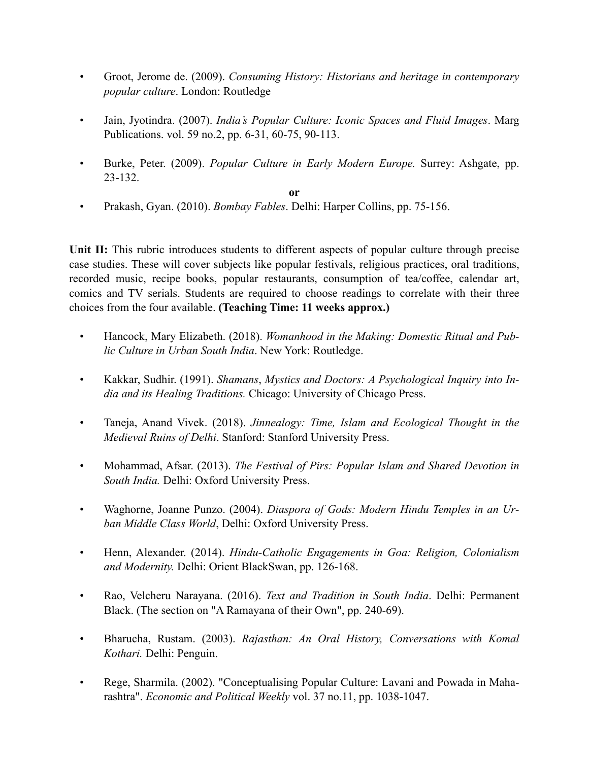- Groot, Jerome de. (2009). *Consuming History: Historians and heritage in contemporary popular culture*. London: Routledge

- Jain, Jyotindra. (2007). *India's Popular Culture: Iconic Spaces and Fluid Images*. Marg Publications. vol. 59 no.2, pp. 6-31, 60-75, 90-113.

- Burke, Peter. (2009). *Popular Culture in Early Modern Europe.* Surrey: Ashgate, pp. 23-132.

**or**

- Prakash, Gyan. (2010). *Bombay Fables*. Delhi: Harper Collins, pp. 75-156.

**Unit II:** This rubric introduces students to different aspects of popular culture through precise case studies. These will cover subjects like popular festivals, religious practices, oral traditions, recorded music, recipe books, popular restaurants, consumption of tea/coffee, calendar art, comics and TV serials. Students are required to choose readings to correlate with their three choices from the four available. **(Teaching Time: 11 weeks approx.)**

- Hancock, Mary Elizabeth. (2018). *Womanhood in the Making: Domestic Ritual and Public Culture in Urban South India*. New York: Routledge.

- Kakkar, Sudhir. (1991). *Shamans*, *Mystics and Doctors: A Psychological Inquiry into India and its Healing Traditions.* Chicago: University of Chicago Press.

- Taneja, Anand Vivek. (2018). *Jinnealogy: Time, Islam and Ecological Thought in the Medieval Ruins of Delhi*. Stanford: Stanford University Press.

- Mohammad, Afsar. (2013). *The Festival of Pirs: Popular Islam and Shared Devotion in South India.* Delhi: Oxford University Press.

- Waghorne, Joanne Punzo. (2004). *Diaspora of Gods: Modern Hindu Temples in an Urban Middle Class World*, Delhi: Oxford University Press.

- Henn, Alexander. (2014). *Hindu-Catholic Engagements in Goa: Religion, Colonialism and Modernity.* Delhi: Orient BlackSwan, pp. 126-168.

- Rao, Velcheru Narayana. (2016). *Text and Tradition in South India*. Delhi: Permanent Black. (The section on "A Ramayana of their Own", pp. 240-69).

- Bharucha, Rustam. (2003). *Rajasthan: An Oral History, Conversations with Komal Kothari.* Delhi: Penguin.

- Rege, Sharmila. (2002). "Conceptualising Popular Culture: Lavani and Powada in Maharashtra". *Economic and Political Weekly* vol. 37 no.11, pp. 1038-1047.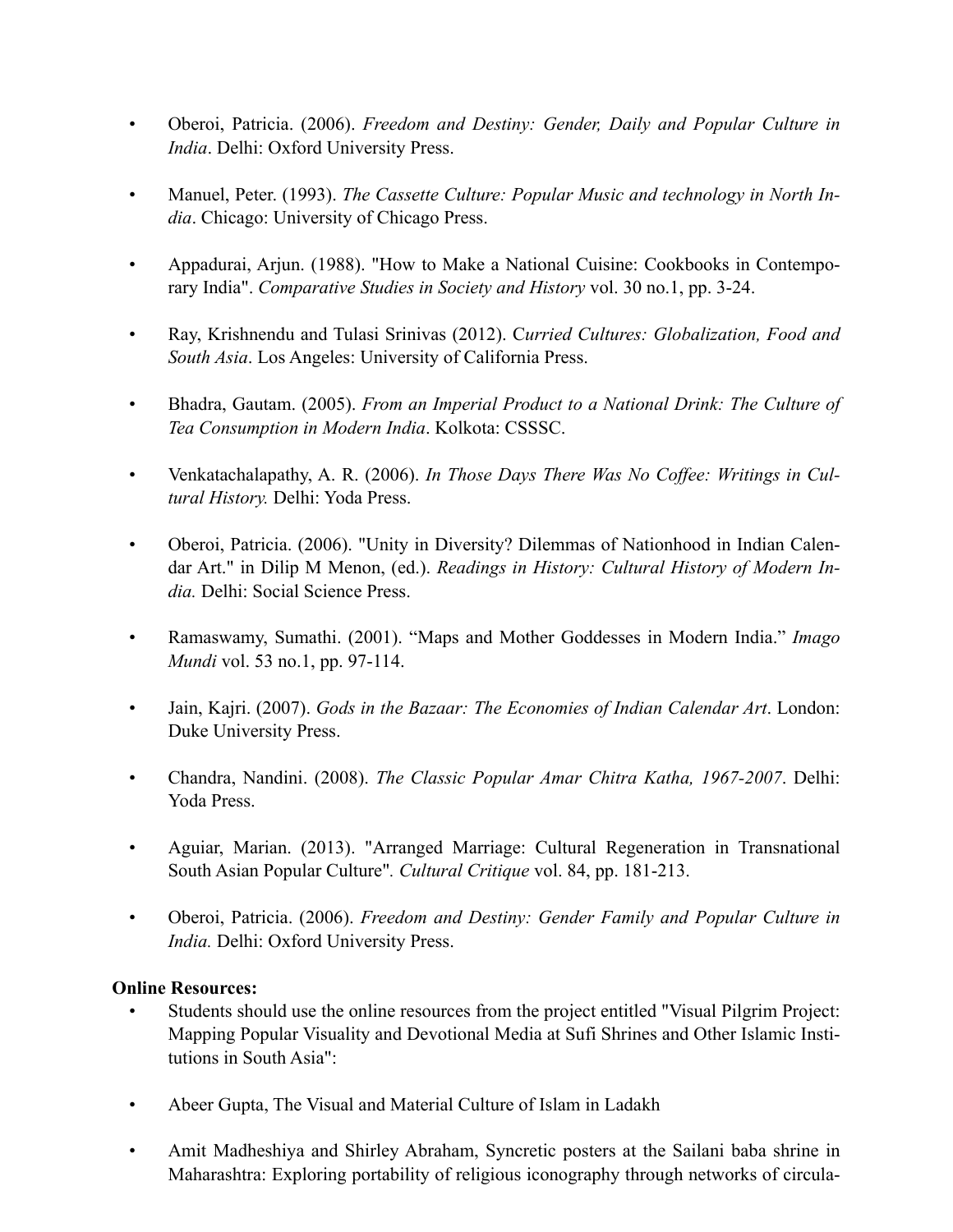- Oberoi, Patricia. (2006). *Freedom and Destiny: Gender, Daily and Popular Culture in India*. Delhi: Oxford University Press.

- Manuel, Peter. (1993). *The Cassette Culture: Popular Music and technology in North India*. Chicago: University of Chicago Press.

- Appadurai, Arjun. (1988). "How to Make a National Cuisine: Cookbooks in Contemporary India". *Comparative Studies in Society and History* vol. 30 no.1, pp. 3-24.

- Ray, Krishnendu and Tulasi Srinivas (2012). C*urried Cultures: Globalization, Food and South Asia*. Los Angeles: University of California Press.

- Bhadra, Gautam. (2005). *From an Imperial Product to a National Drink: The Culture of Tea Consumption in Modern India*. Kolkota: CSSSC.

- Venkatachalapathy, A. R. (2006). *In Those Days There Was No Coffee: Writings in Cultural History.* Delhi: Yoda Press.

- Oberoi, Patricia. (2006). "Unity in Diversity? Dilemmas of Nationhood in Indian Calendar Art." in Dilip M Menon, (ed.). *Readings in History: Cultural History of Modern India.* Delhi: Social Science Press.

- Ramaswamy, Sumathi. (2001). "Maps and Mother Goddesses in Modern India." *Imago Mundi* vol. 53 no.1, pp. 97-114.

- Jain, Kajri. (2007). *Gods in the Bazaar: The Economies of Indian Calendar Art*. London: Duke University Press.

- Chandra, Nandini. (2008). *The Classic Popular Amar Chitra Katha, 1967-2007*. Delhi: Yoda Press.

- Aguiar, Marian. (2013). "Arranged Marriage: Cultural Regeneration in Transnational South Asian Popular Culture". *Cultural Critique* vol. 84, pp. 181-213.

- Oberoi, Patricia. (2006). *Freedom and Destiny: Gender Family and Popular Culture in India.* Delhi: Oxford University Press.

**Online Resources:**

- Students should use the online resources from the project entitled "Visual Pilgrim Project: Mapping Popular Visuality and Devotional Media at Sufi Shrines and Other Islamic Institutions in South Asia":

- Abeer Gupta, The Visual and Material Culture of Islam in Ladakh

- Amit Madheshiya and Shirley Abraham, Syncretic posters at the Sailani baba shrine in Maharashtra: Exploring portability of religious iconography through networks of circula-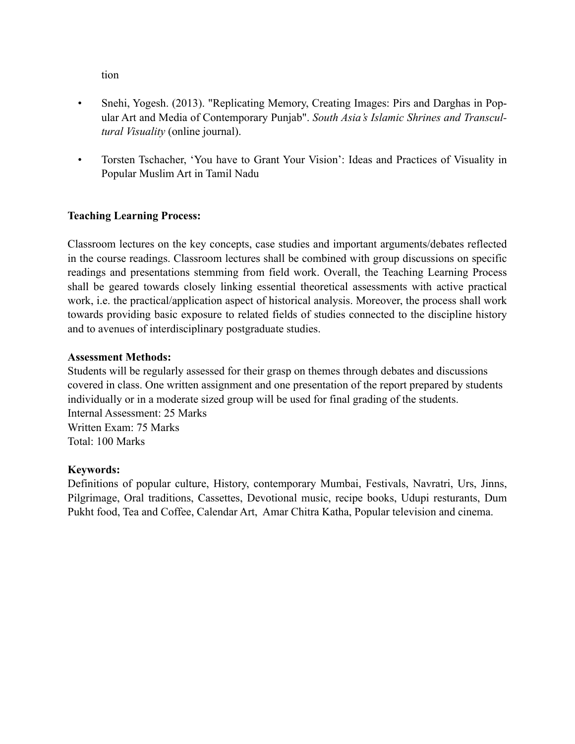tion

- Snehi, Yogesh. (2013). "Replicating Memory, Creating Images: Pirs and Darghas in Popular Art and Media of Contemporary Punjab". *South Asia's Islamic Shrines and Transcultural Visuality* (online journal).

- Torsten Tschacher, 'You have to Grant Your Vision': Ideas and Practices of Visuality in Popular Muslim Art in Tamil Nadu

**Teaching Learning Process:**

Classroom lectures on the key concepts, case studies and important arguments/debates reflected in the course readings. Classroom lectures shall be combined with group discussions on specific readings and presentations stemming from field work. Overall, the Teaching Learning Process shall be geared towards closely linking essential theoretical assessments with active practical work, i.e. the practical/application aspect of historical analysis. Moreover, the process shall work towards providing basic exposure to related fields of studies connected to the discipline history and to avenues of interdisciplinary postgraduate studies.

**Assessment Methods:**

Students will be regularly assessed for their grasp on themes through debates and discussions covered in class. One written assignment and one presentation of the report prepared by students individually or in a moderate sized group will be used for final grading of the students.
Internal Assessment: 25 Marks
Written Exam: 75 Marks
Total: 100 Marks

**Keywords:**

Definitions of popular culture, History, contemporary Mumbai, Festivals, Navratri, Urs, Jinns, Pilgrimage, Oral traditions, Cassettes, Devotional music, recipe books, Udupi resturants, Dum Pukht food, Tea and Coffee, Calendar Art, Amar Chitra Katha, Popular television and cinema.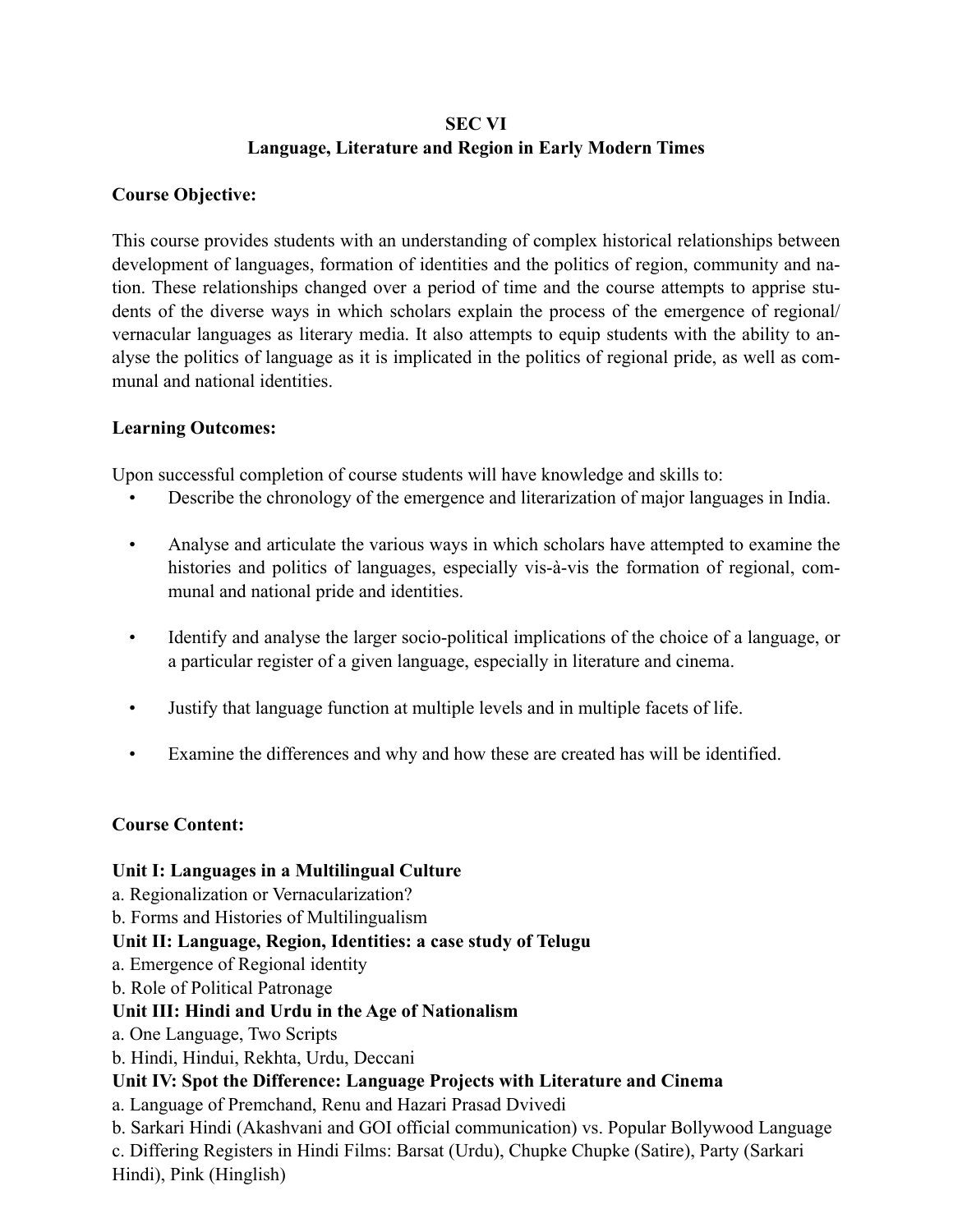**SEC VI**
**Language, Literature and Region in Early Modern Times**

**Course Objective:**

This course provides students with an understanding of complex historical relationships between development of languages, formation of identities and the politics of region, community and nation. These relationships changed over a period of time and the course attempts to apprise students of the diverse ways in which scholars explain the process of the emergence of regional/ vernacular languages as literary media. It also attempts to equip students with the ability to analyse the politics of language as it is implicated in the politics of regional pride, as well as communal and national identities.

**Learning Outcomes:**

Upon successful completion of course students will have knowledge and skills to:

- Describe the chronology of the emergence and literarization of major languages in India.
- Analyse and articulate the various ways in which scholars have attempted to examine the histories and politics of languages, especially vis-à-vis the formation of regional, communal and national pride and identities.
- Identify and analyse the larger socio-political implications of the choice of a language, or a particular register of a given language, especially in literature and cinema.
- Justify that language function at multiple levels and in multiple facets of life.
- Examine the differences and why and how these are created has will be identified.

**Course Content:**

**Unit I: Languages in a Multilingual Culture**
a. Regionalization or Vernacularization?
b. Forms and Histories of Multilingualism
**Unit II: Language, Region, Identities: a case study of Telugu**
a. Emergence of Regional identity
b. Role of Political Patronage
**Unit III: Hindi and Urdu in the Age of Nationalism**
a. One Language, Two Scripts
b. Hindi, Hindui, Rekhta, Urdu, Deccani
**Unit IV: Spot the Difference: Language Projects with Literature and Cinema**
a. Language of Premchand, Renu and Hazari Prasad Dvivedi
b. Sarkari Hindi (Akashvani and GOI official communication) vs. Popular Bollywood Language
c. Differing Registers in Hindi Films: Barsat (Urdu), Chupke Chupke (Satire), Party (Sarkari Hindi), Pink (Hinglish)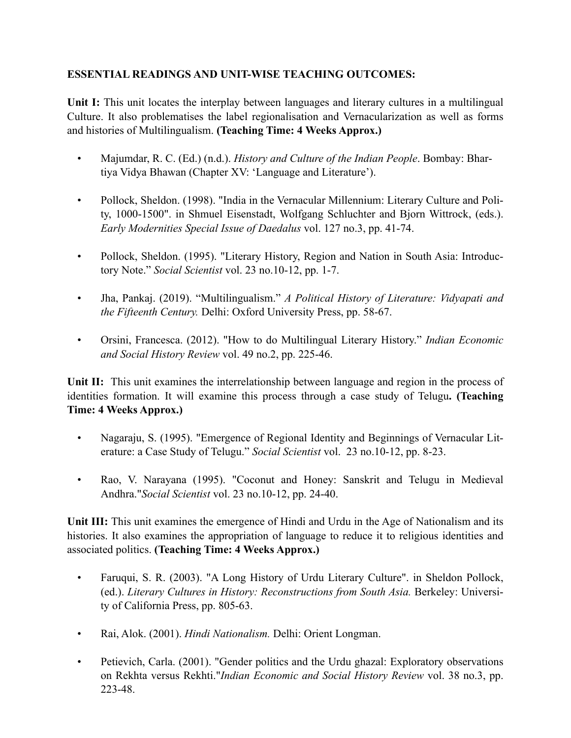**ESSENTIAL READINGS AND UNIT-WISE TEACHING OUTCOMES:**

**Unit I:** This unit locates the interplay between languages and literary cultures in a multilingual Culture. It also problematises the label regionalisation and Vernacularization as well as forms and histories of Multilingualism. **(Teaching Time: 4 Weeks Approx.)**

- Majumdar, R. C. (Ed.) (n.d.). *History and Culture of the Indian People*. Bombay: Bhartiya Vidya Bhawan (Chapter XV: 'Language and Literature').
- Pollock, Sheldon. (1998). "India in the Vernacular Millennium: Literary Culture and Polity, 1000-1500". in Shmuel Eisenstadt, Wolfgang Schluchter and Bjorn Wittrock, (eds.). *Early Modernities Special Issue of Daedalus* vol. 127 no.3, pp. 41-74.
- Pollock, Sheldon. (1995). "Literary History, Region and Nation in South Asia: Introductory Note." *Social Scientist* vol. 23 no.10-12, pp. 1-7.
- Jha, Pankaj. (2019). "Multilingualism." *A Political History of Literature: Vidyapati and the Fifteenth Century.* Delhi: Oxford University Press, pp. 58-67.
- Orsini, Francesca. (2012). "How to do Multilingual Literary History." *Indian Economic and Social History Review* vol. 49 no.2, pp. 225-46.

**Unit II:** This unit examines the interrelationship between language and region in the process of identities formation. It will examine this process through a case study of Telugu**. (Teaching Time: 4 Weeks Approx.)**

- Nagaraju, S. (1995). "Emergence of Regional Identity and Beginnings of Vernacular Literature: a Case Study of Telugu." *Social Scientist* vol. 23 no.10-12, pp. 8-23.
- Rao, V. Narayana (1995). "Coconut and Honey: Sanskrit and Telugu in Medieval Andhra."*Social Scientist* vol. 23 no.10-12, pp. 24-40.

**Unit III:** This unit examines the emergence of Hindi and Urdu in the Age of Nationalism and its histories. It also examines the appropriation of language to reduce it to religious identities and associated politics. **(Teaching Time: 4 Weeks Approx.)**

- Faruqui, S. R. (2003). "A Long History of Urdu Literary Culture". in Sheldon Pollock, (ed.). *Literary Cultures in History: Reconstructions from South Asia.* Berkeley: University of California Press, pp. 805-63.
- Rai, Alok. (2001). *Hindi Nationalism.* Delhi: Orient Longman.
- Petievich, Carla. (2001). "Gender politics and the Urdu ghazal: Exploratory observations on Rekhta versus Rekhti."*Indian Economic and Social History Review* vol. 38 no.3, pp. 223-48.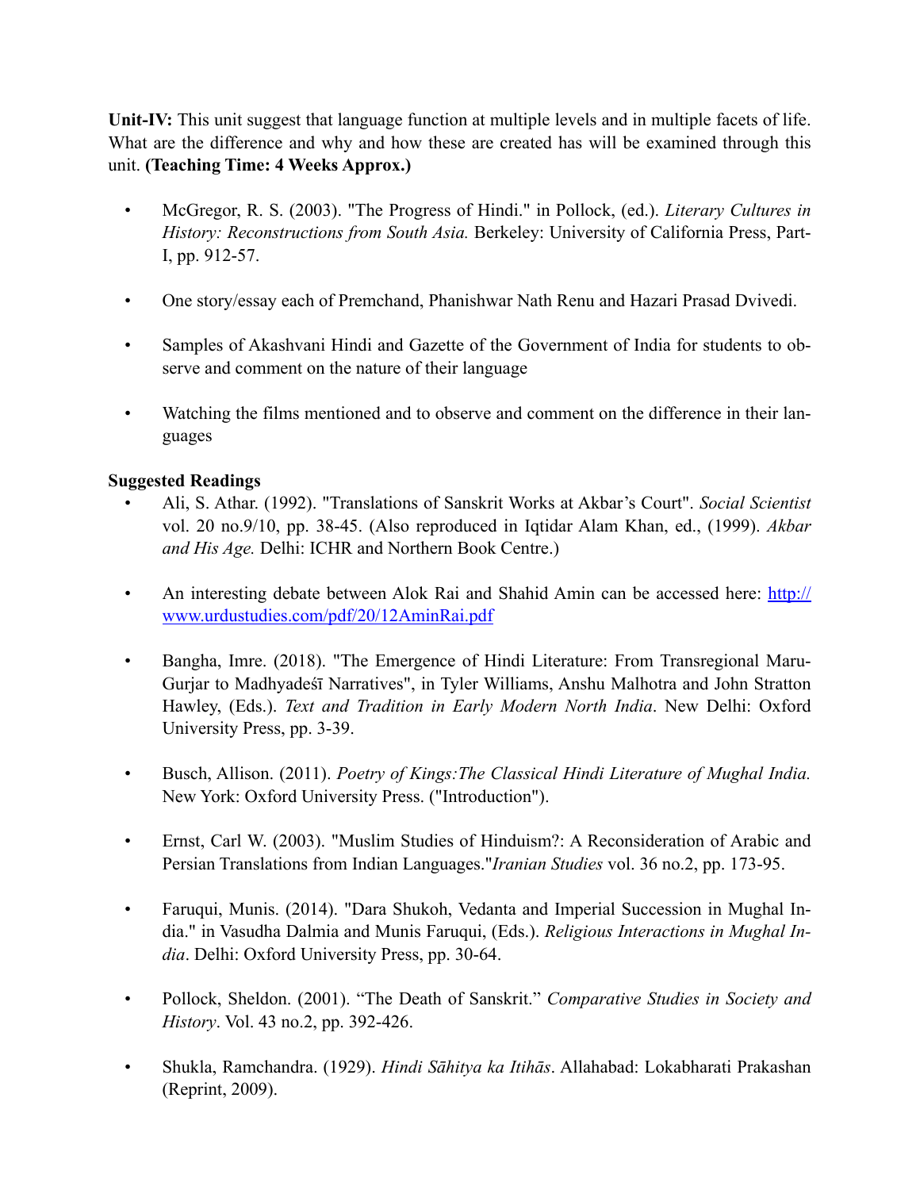**Unit-IV:** This unit suggest that language function at multiple levels and in multiple facets of life. What are the difference and why and how these are created has will be examined through this unit. **(Teaching Time: 4 Weeks Approx.)**

- McGregor, R. S. (2003). "The Progress of Hindi." in Pollock, (ed.). *Literary Cultures in History: Reconstructions from South Asia.* Berkeley: University of California Press, Part-I, pp. 912-57.

- One story/essay each of Premchand, Phanishwar Nath Renu and Hazari Prasad Dvivedi.

- Samples of Akashvani Hindi and Gazette of the Government of India for students to observe and comment on the nature of their language

- Watching the films mentioned and to observe and comment on the difference in their languages

**Suggested Readings**

- Ali, S. Athar. (1992). "Translations of Sanskrit Works at Akbar's Court". *Social Scientist* vol. 20 no.9/10, pp. 38-45. (Also reproduced in Iqtidar Alam Khan, ed., (1999). *Akbar and His Age.* Delhi: ICHR and Northern Book Centre.)

- An interesting debate between Alok Rai and Shahid Amin can be accessed here: [http://www.urdustudies.com/pdf/20/12AminRai.pdf](http://www.urdustudies.com/pdf/20/12AminRai.pdf)

- Bangha, Imre. (2018). "The Emergence of Hindi Literature: From Transregional Maru-Gurjar to Madhyadeśī Narratives", in Tyler Williams, Anshu Malhotra and John Stratton Hawley, (Eds.). *Text and Tradition in Early Modern North India*. New Delhi: Oxford University Press, pp. 3-39.

- Busch, Allison. (2011). *Poetry of Kings:The Classical Hindi Literature of Mughal India.* New York: Oxford University Press. ("Introduction").

- Ernst, Carl W. (2003). "Muslim Studies of Hinduism?: A Reconsideration of Arabic and Persian Translations from Indian Languages."*Iranian Studies* vol. 36 no.2, pp. 173-95.

- Faruqui, Munis. (2014). "Dara Shukoh, Vedanta and Imperial Succession in Mughal India." in Vasudha Dalmia and Munis Faruqui, (Eds.). *Religious Interactions in Mughal India*. Delhi: Oxford University Press, pp. 30-64.

- Pollock, Sheldon. (2001). "The Death of Sanskrit." *Comparative Studies in Society and History*. Vol. 43 no.2, pp. 392-426.

- Shukla, Ramchandra. (1929). *Hindi Sāhitya ka Itihās*. Allahabad: Lokabharati Prakashan (Reprint, 2009).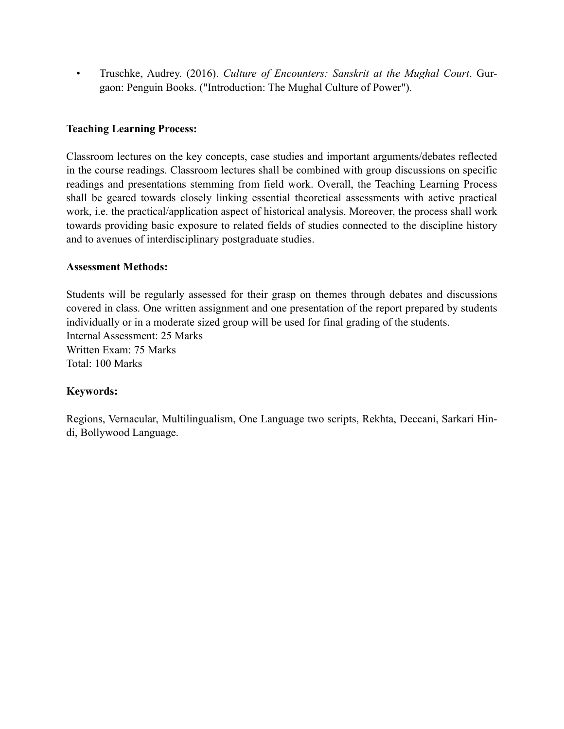- Truschke, Audrey. (2016). *Culture of Encounters: Sanskrit at the Mughal Court*. Gurgaon: Penguin Books. ("Introduction: The Mughal Culture of Power").

**Teaching Learning Process:**

Classroom lectures on the key concepts, case studies and important arguments/debates reflected in the course readings. Classroom lectures shall be combined with group discussions on specific readings and presentations stemming from field work. Overall, the Teaching Learning Process shall be geared towards closely linking essential theoretical assessments with active practical work, i.e. the practical/application aspect of historical analysis. Moreover, the process shall work towards providing basic exposure to related fields of studies connected to the discipline history and to avenues of interdisciplinary postgraduate studies.

**Assessment Methods:**

Students will be regularly assessed for their grasp on themes through debates and discussions covered in class. One written assignment and one presentation of the report prepared by students individually or in a moderate sized group will be used for final grading of the students.
Internal Assessment: 25 Marks
Written Exam: 75 Marks
Total: 100 Marks

**Keywords:**

Regions, Vernacular, Multilingualism, One Language two scripts, Rekhta, Deccani, Sarkari Hindi, Bollywood Language.